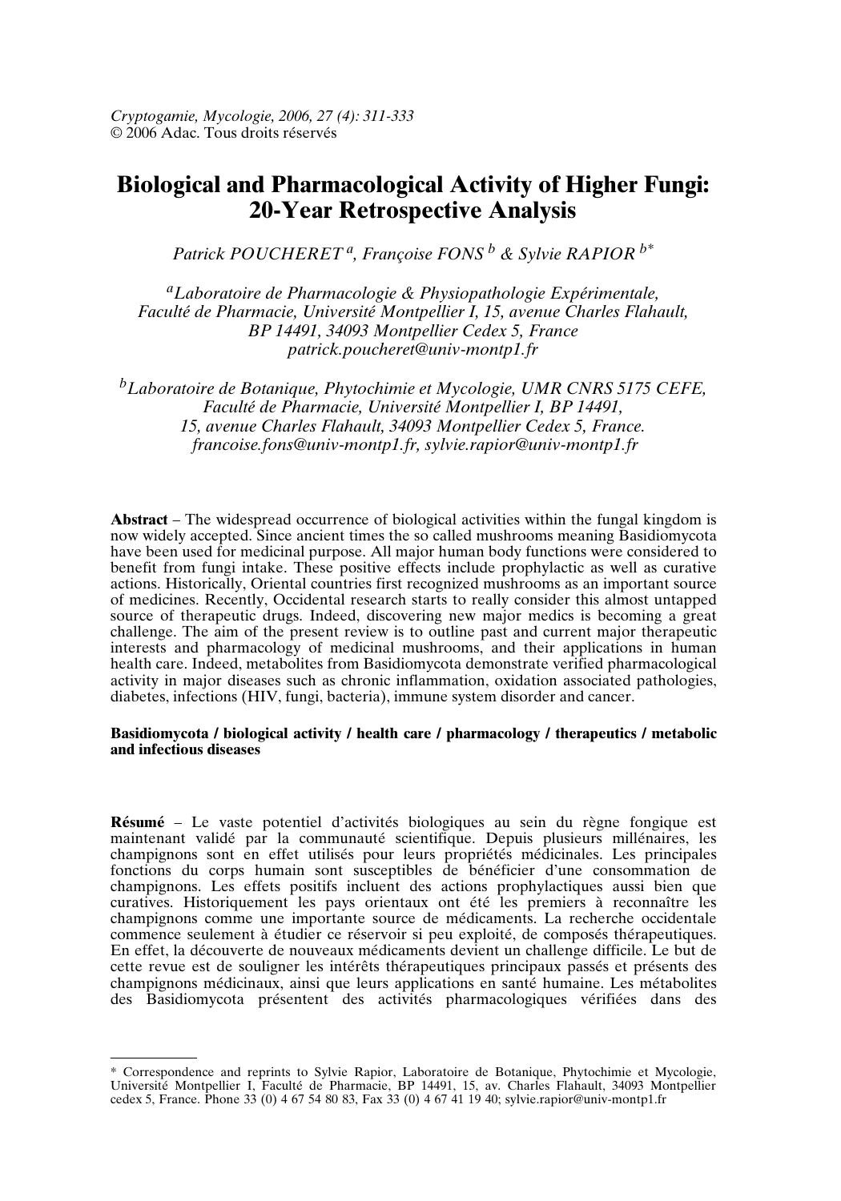*Cryptogamie, Mycologie, 2006, 27 (4): 311-333*
© 2006 Adac. Tous droits réservés

# Biological and Pharmacological Activity of Higher Fungi: 20-Year Retrospective Analysis

*Patrick POUCHERET [a], Françoise FONS [b] & Sylvie RAPIOR [b*]*

*[a]Laboratoire de Pharmacologie & Physiopathologie Expérimentale, Faculté de Pharmacie, Université Montpellier I, 15, avenue Charles Flahault, BP 14491, 34093 Montpellier Cedex 5, France patrick.poucheret@univ-montp1.fr*

*[b]Laboratoire de Botanique, Phytochimie et Mycologie, UMR CNRS 5175 CEFE, Faculté de Pharmacie, Université Montpellier I, BP 14491, 15, avenue Charles Flahault, 34093 Montpellier Cedex 5, France. francoise.fons@univ-montp1.fr, sylvie.rapior@univ-montp1.fr*

**Abstract** – The widespread occurrence of biological activities within the fungal kingdom is now widely accepted. Since ancient times the so called mushrooms meaning Basidiomycota have been used for medicinal purpose. All major human body functions were considered to benefit from fungi intake. These positive effects include prophylactic as well as curative actions. Historically, Oriental countries first recognized mushrooms as an important source of medicines. Recently, Occidental research starts to really consider this almost untapped source of therapeutic drugs. Indeed, discovering new major medics is becoming a great challenge. The aim of the present review is to outline past and current major therapeutic interests and pharmacology of medicinal mushrooms, and their applications in human health care. Indeed, metabolites from Basidiomycota demonstrate verified pharmacological activity in major diseases such as chronic inflammation, oxidation associated pathologies, diabetes, infections (HIV, fungi, bacteria), immune system disorder and cancer.

**Basidiomycota / biological activity / health care / pharmacology / therapeutics / metabolic and infectious diseases**

**Résumé** – Le vaste potentiel d'activités biologiques au sein du règne fongique est maintenant validé par la communauté scientifique. Depuis plusieurs millénaires, les champignons sont en effet utilisés pour leurs propriétés médicinales. Les principales fonctions du corps humain sont susceptibles de bénéficier d'une consommation de champignons. Les effets positifs incluent des actions prophylactiques aussi bien que curatives. Historiquement les pays orientaux ont été les premiers à reconnaître les champignons comme une importante source de médicaments. La recherche occidentale commence seulement à étudier ce réservoir si peu exploité, de composés thérapeutiques. En effet, la découverte de nouveaux médicaments devient un challenge difficile. Le but de cette revue est de souligner les intérêts thérapeutiques principaux passés et présents des champignons médicinaux, ainsi que leurs applications en santé humaine. Les métabolites des Basidiomycota présentent des activités pharmacologiques vérifiées dans des

* Correspondence and reprints to Sylvie Rapior, Laboratoire de Botanique, Phytochimie et Mycologie, Université Montpellier I, Faculté de Pharmacie, BP 14491, 15, av. Charles Flahault, 34093 Montpellier cedex 5, France. Phone 33 (0) 4 67 54 80 83, Fax 33 (0) 4 67 41 19 40; sylvie.rapior@univ-montp1.fr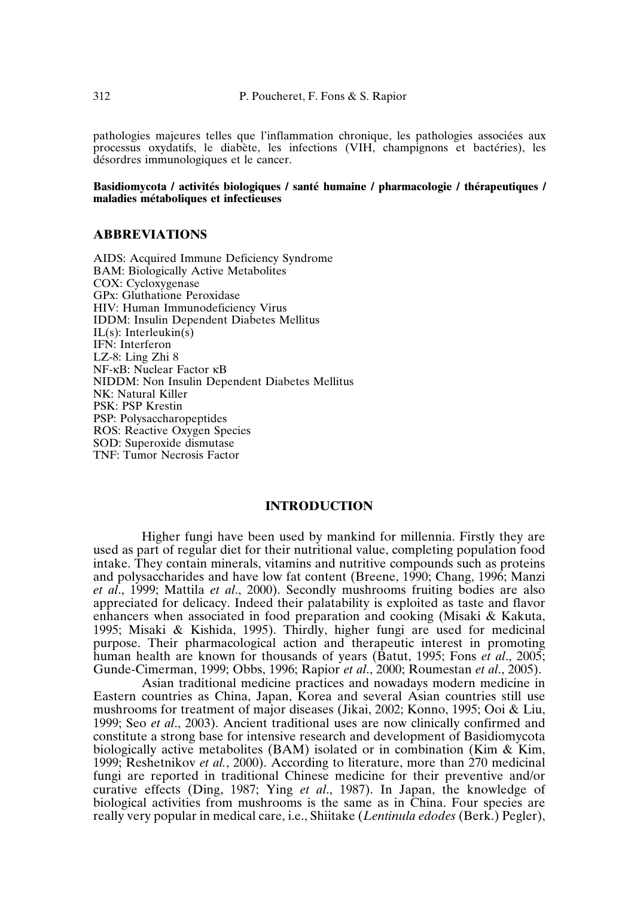pathologies majeures telles que l'inflammation chronique, les pathologies associées aux processus oxydatifs, le diabète, les infections (VIH, champignons et bactéries), les désordres immunologiques et le cancer.

**Basidiomycota / activités biologiques / santé humaine / pharmacologie / thérapeutiques / maladies métaboliques et infectieuses**

## ABBREVIATIONS

AIDS: Acquired Immune Deficiency Syndrome
BAM: Biologically Active Metabolites
COX: Cycloxygenase
GPx: Gluthatione Peroxidase
HIV: Human Immunodeficiency Virus
IDDM: Insulin Dependent Diabetes Mellitus
IL(s): Interleukin(s)
IFN: Interferon
LZ-8: Ling Zhi 8
NF-κB: Nuclear Factor κB
NIDDM: Non Insulin Dependent Diabetes Mellitus
NK: Natural Killer
PSK: PSP Krestin
PSP: Polysaccharopeptides
ROS: Reactive Oxygen Species
SOD: Superoxide dismutase
TNF: Tumor Necrosis Factor

## INTRODUCTION

Higher fungi have been used by mankind for millennia. Firstly they are used as part of regular diet for their nutritional value, completing population food intake. They contain minerals, vitamins and nutritive compounds such as proteins and polysaccharides and have low fat content (Breene, 1990; Chang, 1996; Manzi *et al*., 1999; Mattila *et al*., 2000). Secondly mushrooms fruiting bodies are also appreciated for delicacy. Indeed their palatability is exploited as taste and flavor enhancers when associated in food preparation and cooking (Misaki & Kakuta, 1995; Misaki & Kishida, 1995). Thirdly, higher fungi are used for medicinal purpose. Their pharmacological action and therapeutic interest in promoting human health are known for thousands of years (Batut, 1995; Fons *et al*., 2005; Gunde-Cimerman, 1999; Obbs, 1996; Rapior *et al*., 2000; Roumestan *et al*., 2005).

Asian traditional medicine practices and nowadays modern medicine in Eastern countries as China, Japan, Korea and several Asian countries still use mushrooms for treatment of major diseases (Jikai, 2002; Konno, 1995; Ooi & Liu, 1999; Seo *et al*., 2003). Ancient traditional uses are now clinically confirmed and constitute a strong base for intensive research and development of Basidiomycota biologically active metabolites (BAM) isolated or in combination (Kim & Kim, 1999; Reshetnikov *et al.*, 2000). According to literature, more than 270 medicinal fungi are reported in traditional Chinese medicine for their preventive and/or curative effects (Ding, 1987; Ying *et al*., 1987). In Japan, the knowledge of biological activities from mushrooms is the same as in China. Four species are really very popular in medical care, i.e., Shiitake (*Lentinula edodes* (Berk.) Pegler),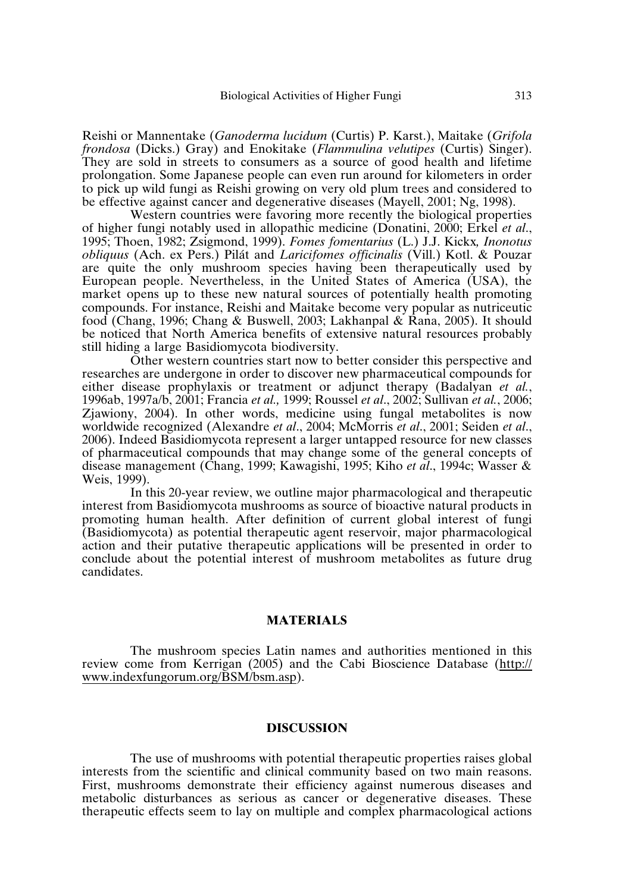Reishi or Mannentake (*Ganoderma lucidum* (Curtis) P. Karst.), Maitake (*Grifola frondosa* (Dicks.) Gray) and Enokitake (*Flammulina velutipes* (Curtis) Singer). They are sold in streets to consumers as a source of good health and lifetime prolongation. Some Japanese people can even run around for kilometers in order to pick up wild fungi as Reishi growing on very old plum trees and considered to be effective against cancer and degenerative diseases (Mayell, 2001; Ng, 1998).

Western countries were favoring more recently the biological properties of higher fungi notably used in allopathic medicine (Donatini, 2000; Erkel *et al.*, 1995; Thoen, 1982; Zsigmond, 1999). *Fomes fomentarius* (L.) J.J. Kickx*, Inonotus obliquus* (Ach. ex Pers.) Pilát and *Laricifomes officinalis* (Vill.) Kotl. & Pouzar are quite the only mushroom species having been therapeutically used by European people. Nevertheless, in the United States of America (USA), the market opens up to these new natural sources of potentially health promoting compounds. For instance, Reishi and Maitake become very popular as nutriceutic food (Chang, 1996; Chang & Buswell, 2003; Lakhanpal & Rana, 2005). It should be noticed that North America benefits of extensive natural resources probably still hiding a large Basidiomycota biodiversity.

Other western countries start now to better consider this perspective and researches are undergone in order to discover new pharmaceutical compounds for either disease prophylaxis or treatment or adjunct therapy (Badalyan *et al.*, 1996ab, 1997a/b, 2001; Francia *et al.,* 1999; Roussel *et al*., 2002; Sullivan *et al.*, 2006; Zjawiony, 2004). In other words, medicine using fungal metabolites is now worldwide recognized (Alexandre *et al*., 2004; McMorris *et al*., 2001; Seiden *et al*., 2006). Indeed Basidiomycota represent a larger untapped resource for new classes of pharmaceutical compounds that may change some of the general concepts of disease management (Chang, 1999; Kawagishi, 1995; Kiho *et al*., 1994c; Wasser & Weis, 1999).

In this 20-year review, we outline major pharmacological and therapeutic interest from Basidiomycota mushrooms as source of bioactive natural products in promoting human health. After definition of current global interest of fungi (Basidiomycota) as potential therapeutic agent reservoir, major pharmacological action and their putative therapeutic applications will be presented in order to conclude about the potential interest of mushroom metabolites as future drug candidates.

## MATERIALS

The mushroom species Latin names and authorities mentioned in this review come from Kerrigan (2005) and the Cabi Bioscience Database (http://www.indexfungorum.org/BSM/bsm.asp).

## DISCUSSION

The use of mushrooms with potential therapeutic properties raises global interests from the scientific and clinical community based on two main reasons. First, mushrooms demonstrate their efficiency against numerous diseases and metabolic disturbances as serious as cancer or degenerative diseases. These therapeutic effects seem to lay on multiple and complex pharmacological actions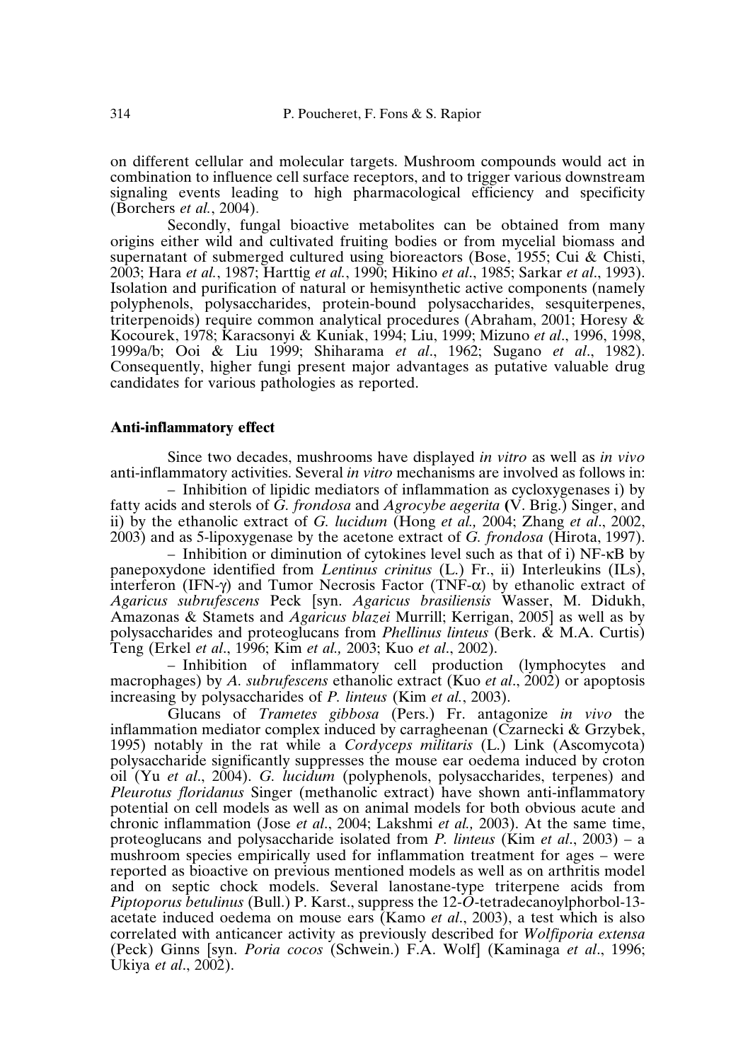on different cellular and molecular targets. Mushroom compounds would act in combination to influence cell surface receptors, and to trigger various downstream signaling events leading to high pharmacological efficiency and specificity (Borchers *et al.*, 2004).

Secondly, fungal bioactive metabolites can be obtained from many origins either wild and cultivated fruiting bodies or from mycelial biomass and supernatant of submerged cultured using bioreactors (Bose, 1955; Cui & Chisti, 2003; Hara *et al.*, 1987; Harttig *et al.*, 1990; Hikino *et al.*, 1985; Sarkar *et al.*, 1993). Isolation and purification of natural or hemisynthetic active components (namely polyphenols, polysaccharides, protein-bound polysaccharides, sesquiterpenes, triterpenoids) require common analytical procedures (Abraham, 2001; Horesy & Kocourek, 1978; Karacsonyi & Kuniak, 1994; Liu, 1999; Mizuno *et al.*, 1996, 1998, 1999a/b; Ooi & Liu 1999; Shiharama *et al.*, 1962; Sugano *et al.*, 1982). Consequently, higher fungi present major advantages as putative valuable drug candidates for various pathologies as reported.

## Anti-inflammatory effect

Since two decades, mushrooms have displayed *in vitro* as well as *in vivo* anti-inflammatory activities. Several *in vitro* mechanisms are involved as follows in:

– Inhibition of lipidic mediators of inflammation as cycloxygenases i) by fatty acids and sterols of *G. frondosa* and *Agrocybe aegerita* (V. Brig.) Singer, and ii) by the ethanolic extract of *G. lucidum* (Hong *et al.,* 2004; Zhang *et al*., 2002, 2003) and as 5-lipoxygenase by the acetone extract of *G. frondosa* (Hirota, 1997).

– Inhibition or diminution of cytokines level such as that of i) NF-κB by panepoxydone identified from *Lentinus crinitus* (L.) Fr., ii) Interleukins (ILs), interferon (IFN-γ) and Tumor Necrosis Factor (TNF-α) by ethanolic extract of *Agaricus subrufescens* Peck [syn. *Agaricus brasiliensis* Wasser, M. Didukh, Amazonas & Stamets and *Agaricus blazei* Murrill; Kerrigan, 2005] as well as by polysaccharides and proteoglucans from *Phellinus linteus* (Berk. & M.A. Curtis) Teng (Erkel *et al*., 1996; Kim *et al.,* 2003; Kuo *et al*., 2002).

– Inhibition of inflammatory cell production (lymphocytes and macrophages) by *A. subrufescens* ethanolic extract (Kuo *et al*., 2002) or apoptosis increasing by polysaccharides of *P. linteus* (Kim *et al.*, 2003).

Glucans of *Trametes gibbosa* (Pers.) Fr. antagonize *in vivo* the inflammation mediator complex induced by carragheenan (Czarnecki & Grzybek, 1995) notably in the rat while a *Cordyceps militaris* (L.) Link (Ascomycota) polysaccharide significantly suppresses the mouse ear oedema induced by croton oil (Yu *et al*., 2004). *G. lucidum* (polyphenols, polysaccharides, terpenes) and *Pleurotus floridanus* Singer (methanolic extract) have shown anti-inflammatory potential on cell models as well as on animal models for both obvious acute and chronic inflammation (Jose *et al*., 2004; Lakshmi *et al.,* 2003). At the same time, proteoglucans and polysaccharide isolated from *P. linteus* (Kim *et al*., 2003) – a mushroom species empirically used for inflammation treatment for ages – were reported as bioactive on previous mentioned models as well as on arthritis model and on septic chock models. Several lanostane-type triterpene acids from *Piptoporus betulinus* (Bull.) P. Karst., suppress the 12-*O*-tetradecanoylphorbol-13-acetate induced oedema on mouse ears (Kamo *et al*., 2003), a test which is also correlated with anticancer activity as previously described for *Wolfiporia extensa* (Peck) Ginns [syn. *Poria cocos* (Schwein.) F.A. Wolf] (Kaminaga *et al*., 1996; Ukiya *et al*., 2002).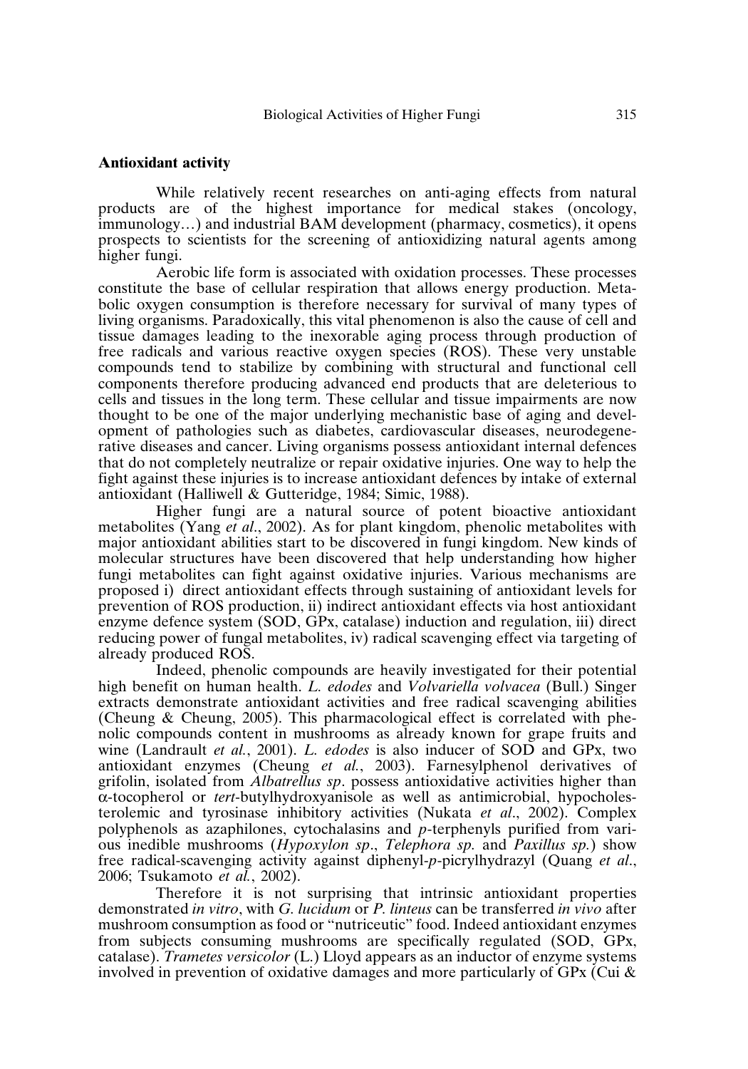## Antioxidant activity

While relatively recent researches on anti-aging effects from natural products are of the highest importance for medical stakes (oncology, immunology…) and industrial BAM development (pharmacy, cosmetics), it opens prospects to scientists for the screening of antioxidizing natural agents among higher fungi.

Aerobic life form is associated with oxidation processes. These processes constitute the base of cellular respiration that allows energy production. Metabolic oxygen consumption is therefore necessary for survival of many types of living organisms. Paradoxically, this vital phenomenon is also the cause of cell and tissue damages leading to the inexorable aging process through production of free radicals and various reactive oxygen species (ROS). These very unstable compounds tend to stabilize by combining with structural and functional cell components therefore producing advanced end products that are deleterious to cells and tissues in the long term. These cellular and tissue impairments are now thought to be one of the major underlying mechanistic base of aging and development of pathologies such as diabetes, cardiovascular diseases, neurodegenerative diseases and cancer. Living organisms possess antioxidant internal defences that do not completely neutralize or repair oxidative injuries. One way to help the fight against these injuries is to increase antioxidant defences by intake of external antioxidant (Halliwell & Gutteridge, 1984; Simic, 1988).

Higher fungi are a natural source of potent bioactive antioxidant metabolites (Yang *et al*., 2002). As for plant kingdom, phenolic metabolites with major antioxidant abilities start to be discovered in fungi kingdom. New kinds of molecular structures have been discovered that help understanding how higher fungi metabolites can fight against oxidative injuries. Various mechanisms are proposed i) direct antioxidant effects through sustaining of antioxidant levels for prevention of ROS production, ii) indirect antioxidant effects via host antioxidant enzyme defence system (SOD, GPx, catalase) induction and regulation, iii) direct reducing power of fungal metabolites, iv) radical scavenging effect via targeting of already produced ROS.

Indeed, phenolic compounds are heavily investigated for their potential high benefit on human health. *L. edodes* and *Volvariella volvacea* (Bull.) Singer extracts demonstrate antioxidant activities and free radical scavenging abilities (Cheung & Cheung, 2005). This pharmacological effect is correlated with phenolic compounds content in mushrooms as already known for grape fruits and wine (Landrault *et al.*, 2001). *L. edodes* is also inducer of SOD and GPx, two antioxidant enzymes (Cheung *et al.*, 2003). Farnesylphenol derivatives of grifolin, isolated from *Albatrellus sp*. possess antioxidative activities higher than α-tocopherol or *tert*-butylhydroxyanisole as well as antimicrobial, hypocholesterolemic and tyrosinase inhibitory activities (Nukata *et al*., 2002). Complex polyphenols as azaphilones, cytochalasins and *p*-terphenyls purified from various inedible mushrooms (*Hypoxylon sp*., *Telephora sp.* and *Paxillus sp.*) show free radical-scavenging activity against diphenyl-*p*-picrylhydrazyl (Quang *et al*., 2006; Tsukamoto *et al.*, 2002).

Therefore it is not surprising that intrinsic antioxidant properties demonstrated *in vitro*, with *G. lucidum* or *P. linteus* can be transferred *in vivo* after mushroom consumption as food or "nutriceutic" food. Indeed antioxidant enzymes from subjects consuming mushrooms are specifically regulated (SOD, GPx, catalase). *Trametes versicolor* (L.) Lloyd appears as an inductor of enzyme systems involved in prevention of oxidative damages and more particularly of GPx (Cui &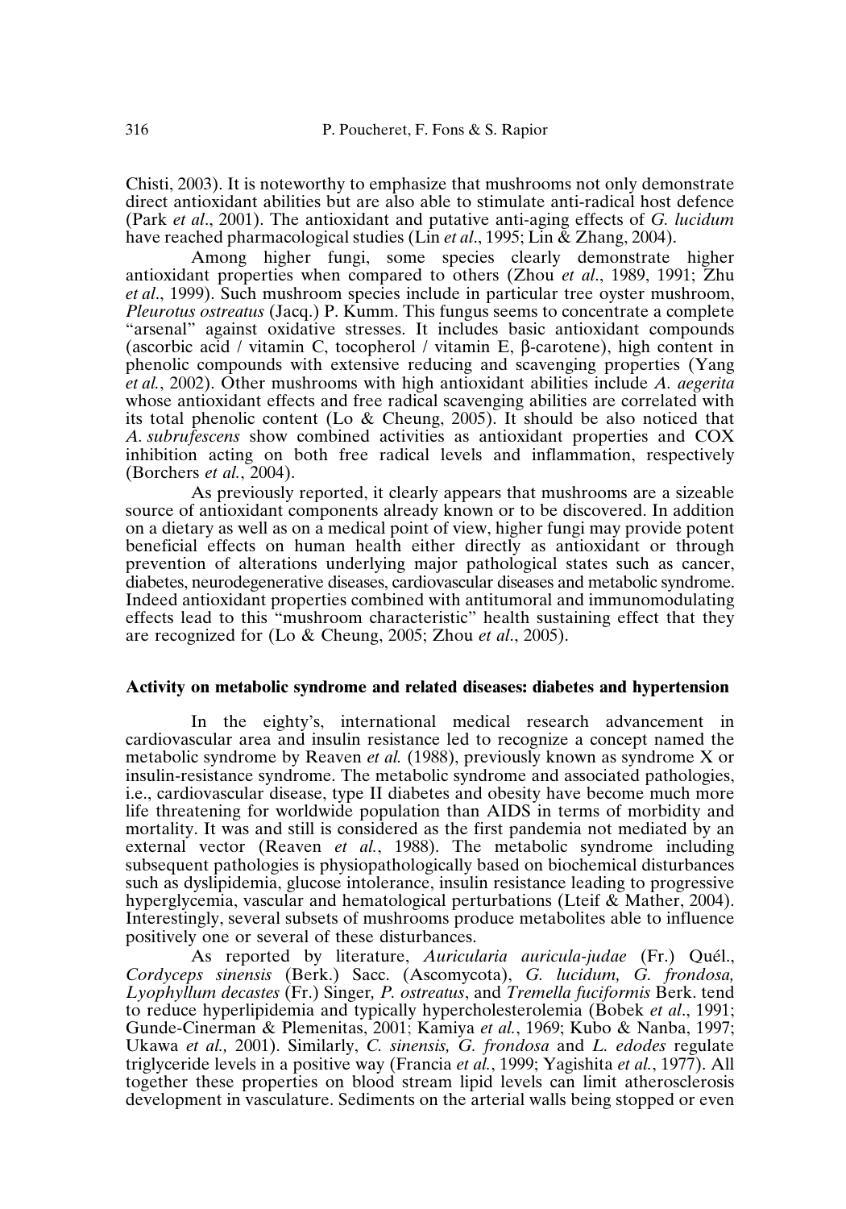Chisti, 2003). It is noteworthy to emphasize that mushrooms not only demonstrate direct antioxidant abilities but are also able to stimulate anti-radical host defence (Park *et al*., 2001). The antioxidant and putative anti-aging effects of *G. lucidum* have reached pharmacological studies (Lin *et al*., 1995; Lin & Zhang, 2004).

Among higher fungi, some species clearly demonstrate higher antioxidant properties when compared to others (Zhou *et al*., 1989, 1991; Zhu *et al*., 1999). Such mushroom species include in particular tree oyster mushroom, *Pleurotus ostreatus* (Jacq.) P. Kumm. This fungus seems to concentrate a complete "arsenal" against oxidative stresses. It includes basic antioxidant compounds (ascorbic acid / vitamin C, tocopherol / vitamin E, β-carotene), high content in phenolic compounds with extensive reducing and scavenging properties (Yang *et al.*, 2002). Other mushrooms with high antioxidant abilities include *A. aegerita* whose antioxidant effects and free radical scavenging abilities are correlated with its total phenolic content (Lo & Cheung, 2005). It should be also noticed that *A. subrufescens* show combined activities as antioxidant properties and COX inhibition acting on both free radical levels and inflammation, respectively (Borchers *et al.*, 2004).

As previously reported, it clearly appears that mushrooms are a sizeable source of antioxidant components already known or to be discovered. In addition on a dietary as well as on a medical point of view, higher fungi may provide potent beneficial effects on human health either directly as antioxidant or through prevention of alterations underlying major pathological states such as cancer, diabetes, neurodegenerative diseases, cardiovascular diseases and metabolic syndrome. Indeed antioxidant properties combined with antitumoral and immunomodulating effects lead to this "mushroom characteristic" health sustaining effect that they are recognized for (Lo & Cheung, 2005; Zhou *et al*., 2005).

### Activity on metabolic syndrome and related diseases: diabetes and hypertension

In the eighty's, international medical research advancement in cardiovascular area and insulin resistance led to recognize a concept named the metabolic syndrome by Reaven *et al.* (1988), previously known as syndrome X or insulin-resistance syndrome. The metabolic syndrome and associated pathologies, i.e., cardiovascular disease, type II diabetes and obesity have become much more life threatening for worldwide population than AIDS in terms of morbidity and mortality. It was and still is considered as the first pandemia not mediated by an external vector (Reaven *et al.*, 1988). The metabolic syndrome including subsequent pathologies is physiopathologically based on biochemical disturbances such as dyslipidemia, glucose intolerance, insulin resistance leading to progressive hyperglycemia, vascular and hematological perturbations (Lteif & Mather, 2004). Interestingly, several subsets of mushrooms produce metabolites able to influence positively one or several of these disturbances.

As reported by literature, *Auricularia auricula-judae* (Fr.) Quél., *Cordyceps sinensis* (Berk.) Sacc. (Ascomycota), *G. lucidum, G. frondosa, Lyophyllum decastes* (Fr.) Singer*, P. ostreatus*, and *Tremella fuciformis* Berk. tend to reduce hyperlipidemia and typically hypercholesterolemia (Bobek *et al*., 1991; Gunde-Cinerman & Plemenitas, 2001; Kamiya *et al.*, 1969; Kubo & Nanba, 1997; Ukawa *et al.,* 2001). Similarly, *C. sinensis, G. frondosa* and *L. edodes* regulate triglyceride levels in a positive way (Francia *et al.*, 1999; Yagishita *et al.*, 1977). All together these properties on blood stream lipid levels can limit atherosclerosis development in vasculature. Sediments on the arterial walls being stopped or even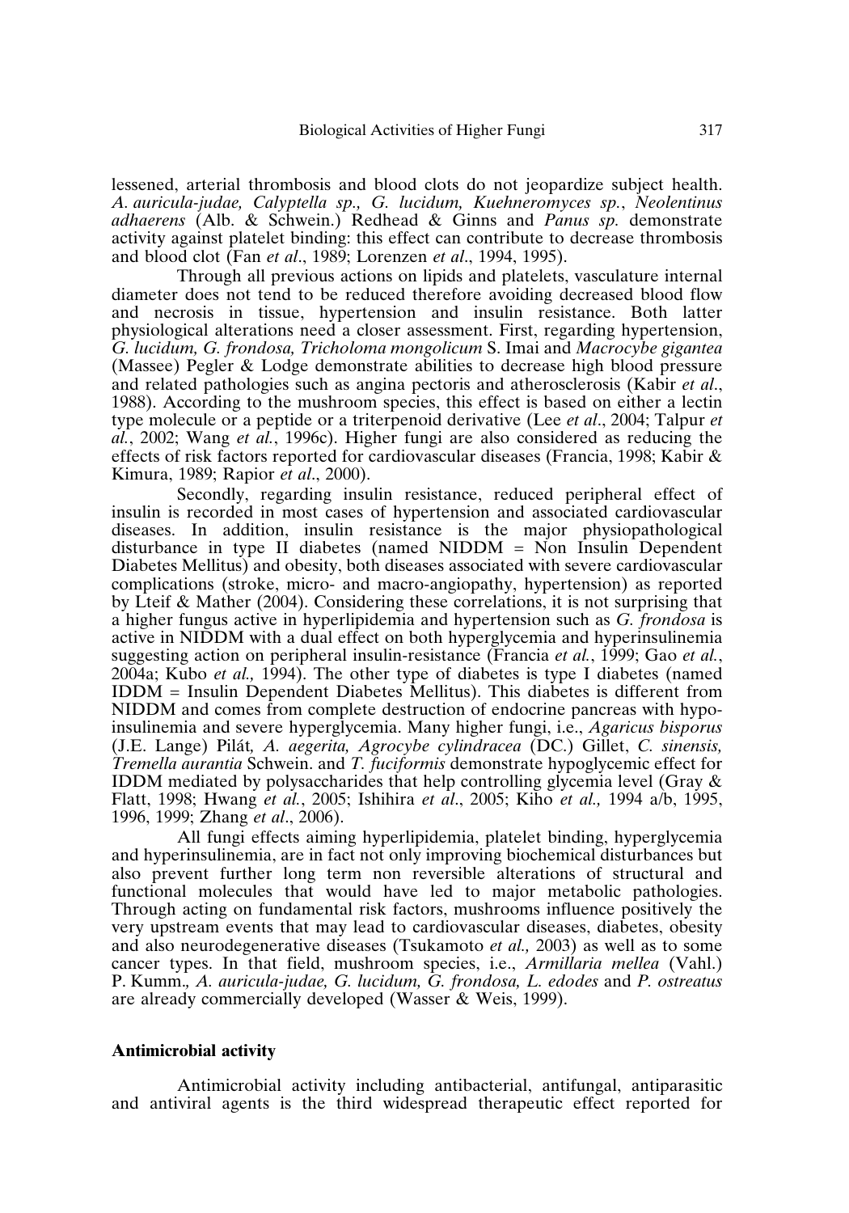lessened, arterial thrombosis and blood clots do not jeopardize subject health. *A. auricula-judae, Calyptella sp., G. lucidum, Kuehneromyces sp.*, *Neolentinus adhaerens* (Alb. & Schwein.) Redhead & Ginns and *Panus sp.* demonstrate activity against platelet binding: this effect can contribute to decrease thrombosis and blood clot (Fan *et al*., 1989; Lorenzen *et al*., 1994, 1995).

Through all previous actions on lipids and platelets, vasculature internal diameter does not tend to be reduced therefore avoiding decreased blood flow and necrosis in tissue, hypertension and insulin resistance. Both latter physiological alterations need a closer assessment. First, regarding hypertension, *G. lucidum, G. frondosa, Tricholoma mongolicum* S. Imai and *Macrocybe gigantea* (Massee) Pegler & Lodge demonstrate abilities to decrease high blood pressure and related pathologies such as angina pectoris and atherosclerosis (Kabir *et al*., 1988). According to the mushroom species, this effect is based on either a lectin type molecule or a peptide or a triterpenoid derivative (Lee *et al*., 2004; Talpur *et al.*, 2002; Wang *et al.*, 1996c). Higher fungi are also considered as reducing the effects of risk factors reported for cardiovascular diseases (Francia, 1998; Kabir & Kimura, 1989; Rapior *et al*., 2000).

Secondly, regarding insulin resistance, reduced peripheral effect of insulin is recorded in most cases of hypertension and associated cardiovascular diseases. In addition, insulin resistance is the major physiopathological disturbance in type II diabetes (named NIDDM = Non Insulin Dependent Diabetes Mellitus) and obesity, both diseases associated with severe cardiovascular complications (stroke, micro- and macro-angiopathy, hypertension) as reported by Lteif & Mather (2004). Considering these correlations, it is not surprising that a higher fungus active in hyperlipidemia and hypertension such as *G. frondosa* is active in NIDDM with a dual effect on both hyperglycemia and hyperinsulinemia suggesting action on peripheral insulin-resistance (Francia *et al.*, 1999; Gao *et al.*, 2004a; Kubo *et al.,* 1994). The other type of diabetes is type I diabetes (named IDDM = Insulin Dependent Diabetes Mellitus). This diabetes is different from NIDDM and comes from complete destruction of endocrine pancreas with hypo-insulinemia and severe hyperglycemia. Many higher fungi, i.e., *Agaricus bisporus* (J.E. Lange) Pilát*, A. aegerita, Agrocybe cylindracea* (DC.) Gillet, *C. sinensis, Tremella aurantia* Schwein. and *T. fuciformis* demonstrate hypoglycemic effect for IDDM mediated by polysaccharides that help controlling glycemia level (Gray & Flatt, 1998; Hwang *et al.*, 2005; Ishihira *et al*., 2005; Kiho *et al.,* 1994 a/b, 1995, 1996, 1999; Zhang *et al*., 2006).

All fungi effects aiming hyperlipidemia, platelet binding, hyperglycemia and hyperinsulinemia, are in fact not only improving biochemical disturbances but also prevent further long term non reversible alterations of structural and functional molecules that would have led to major metabolic pathologies. Through acting on fundamental risk factors, mushrooms influence positively the very upstream events that may lead to cardiovascular diseases, diabetes, obesity and also neurodegenerative diseases (Tsukamoto *et al.,* 2003) as well as to some cancer types. In that field, mushroom species, i.e., *Armillaria mellea* (Vahl.) P. Kumm.*, A. auricula-judae, G. lucidum, G. frondosa, L. edodes* and *P. ostreatus* are already commercially developed (Wasser & Weis, 1999).

**Antimicrobial activity**

Antimicrobial activity including antibacterial, antifungal, antiparasitic and antiviral agents is the third widespread therapeutic effect reported for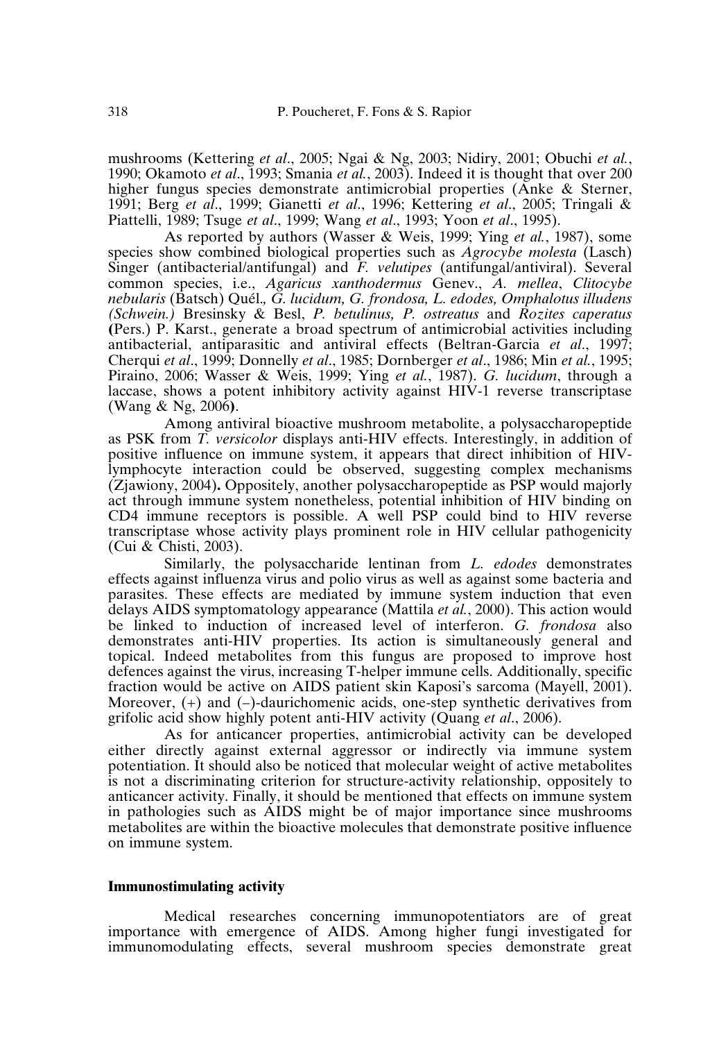mushrooms (Kettering *et al*., 2005; Ngai & Ng, 2003; Nidiry, 2001; Obuchi *et al.*, 1990; Okamoto *et al*., 1993; Smania *et al.*, 2003). Indeed it is thought that over 200 higher fungus species demonstrate antimicrobial properties (Anke & Sterner, 1991; Berg *et al*., 1999; Gianetti *et al*., 1996; Kettering *et al*., 2005; Tringali & Piattelli, 1989; Tsuge *et al*., 1999; Wang *et al*., 1993; Yoon *et al*., 1995).

As reported by authors (Wasser & Weis, 1999; Ying *et al.*, 1987), some species show combined biological properties such as *Agrocybe molesta* (Lasch) Singer (antibacterial/antifungal) and *F. velutipes* (antifungal/antiviral). Several common species, i.e., *Agaricus xanthodermus* Genev., *A. mellea*, *Clitocybe nebularis* (Batsch) Quél., *G. lucidum, G. frondosa, L. edodes, Omphalotus illudens (Schwein.)* Bresinsky & Besl, *P. betulinus, P. ostreatus* and *Rozites caperatus* (Pers.) P. Karst., generate a broad spectrum of antimicrobial activities including antibacterial, antiparasitic and antiviral effects (Beltran-Garcia *et al*., 1997; Cherqui *et al*., 1999; Donnelly *et al*., 1985; Dornberger *et al*., 1986; Min *et al.*, 1995; Piraino, 2006; Wasser & Weis, 1999; Ying *et al.*, 1987). *G. lucidum*, through a laccase, shows a potent inhibitory activity against HIV-1 reverse transcriptase (Wang & Ng, 2006).

Among antiviral bioactive mushroom metabolite, a polysaccharopeptide as PSK from *T. versicolor* displays anti-HIV effects. Interestingly, in addition of positive influence on immune system, it appears that direct inhibition of HIV-lymphocyte interaction could be observed, suggesting complex mechanisms (Zjawiony, 2004). Oppositely, another polysaccharopeptide as PSP would majorly act through immune system nonetheless, potential inhibition of HIV binding on CD4 immune receptors is possible. A well PSP could bind to HIV reverse transcriptase whose activity plays prominent role in HIV cellular pathogenicity (Cui & Chisti, 2003).

Similarly, the polysaccharide lentinan from *L. edodes* demonstrates effects against influenza virus and polio virus as well as against some bacteria and parasites. These effects are mediated by immune system induction that even delays AIDS symptomatology appearance (Mattila *et al.*, 2000). This action would be linked to induction of increased level of interferon. *G. frondosa* also demonstrates anti-HIV properties. Its action is simultaneously general and topical. Indeed metabolites from this fungus are proposed to improve host defences against the virus, increasing T-helper immune cells. Additionally, specific fraction would be active on AIDS patient skin Kaposi's sarcoma (Mayell, 2001). Moreover, (+) and (–)-daurichomenic acids, one-step synthetic derivatives from grifolic acid show highly potent anti-HIV activity (Quang *et al*., 2006).

As for anticancer properties, antimicrobial activity can be developed either directly against external aggressor or indirectly via immune system potentiation. It should also be noticed that molecular weight of active metabolites is not a discriminating criterion for structure-activity relationship, oppositely to anticancer activity. Finally, it should be mentioned that effects on immune system in pathologies such as AIDS might be of major importance since mushrooms metabolites are within the bioactive molecules that demonstrate positive influence on immune system.

## Immunostimulating activity

Medical researches concerning immunopotentiators are of great importance with emergence of AIDS. Among higher fungi investigated for immunomodulating effects, several mushroom species demonstrate great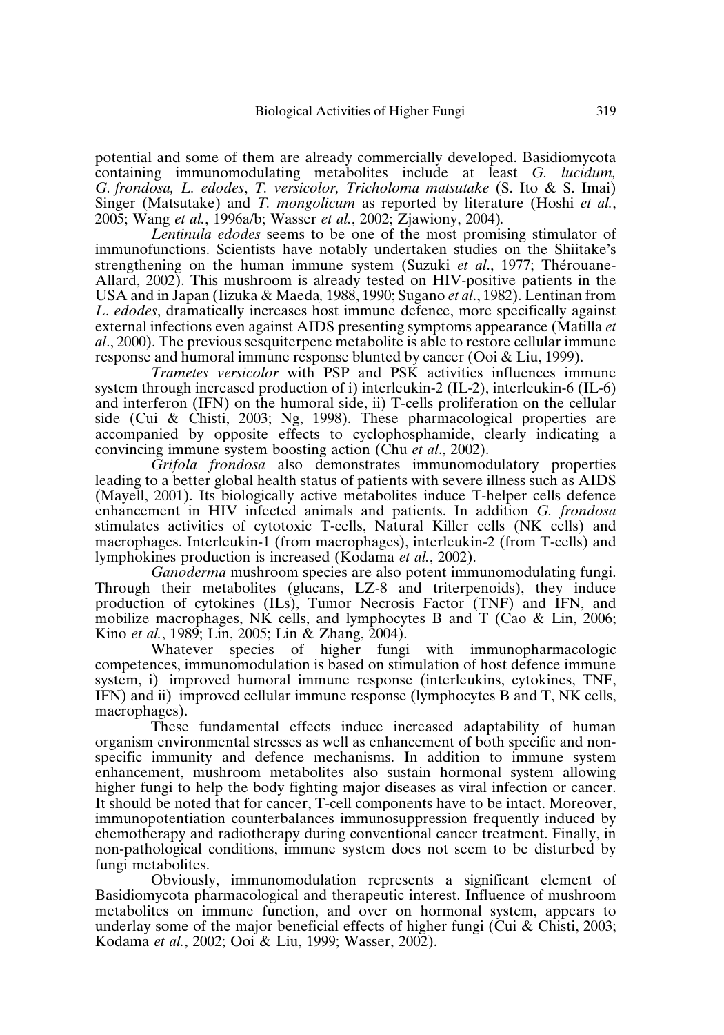potential and some of them are already commercially developed. Basidiomycota containing immunomodulating metabolites include at least *G. lucidum, G. frondosa, L. edodes*, *T. versicolor, Tricholoma matsutake* (S. Ito & S. Imai) Singer (Matsutake) and *T. mongolicum* as reported by literature (Hoshi *et al.*, 2005; Wang *et al.*, 1996a/b; Wasser *et al.*, 2002; Zjawiony, 2004).

*Lentinula edodes* seems to be one of the most promising stimulator of immunofunctions. Scientists have notably undertaken studies on the Shiitake's strengthening on the human immune system (Suzuki *et al.*, 1977; Thérouane-Allard, 2002). This mushroom is already tested on HIV-positive patients in the USA and in Japan (Iizuka & Maeda, 1988, 1990; Sugano *et al.*, 1982). Lentinan from *L. edodes*, dramatically increases host immune defence, more specifically against external infections even against AIDS presenting symptoms appearance (Matilla *et al*., 2000). The previous sesquiterpene metabolite is able to restore cellular immune response and humoral immune response blunted by cancer (Ooi & Liu, 1999).

*Trametes versicolor* with PSP and PSK activities influences immune system through increased production of i) interleukin-2 (IL-2), interleukin-6 (IL-6) and interferon (IFN) on the humoral side, ii) T-cells proliferation on the cellular side (Cui & Chisti, 2003; Ng, 1998). These pharmacological properties are accompanied by opposite effects to cyclophosphamide, clearly indicating a convincing immune system boosting action (Chu *et al*., 2002).

*Grifola frondosa* also demonstrates immunomodulatory properties leading to a better global health status of patients with severe illness such as AIDS (Mayell, 2001). Its biologically active metabolites induce T-helper cells defence enhancement in HIV infected animals and patients. In addition *G. frondosa* stimulates activities of cytotoxic T-cells, Natural Killer cells (NK cells) and macrophages. Interleukin-1 (from macrophages), interleukin-2 (from T-cells) and lymphokines production is increased (Kodama *et al.*, 2002).

*Ganoderma* mushroom species are also potent immunomodulating fungi. Through their metabolites (glucans, LZ-8 and triterpenoids), they induce production of cytokines (ILs), Tumor Necrosis Factor (TNF) and IFN, and mobilize macrophages, NK cells, and lymphocytes B and T (Cao & Lin, 2006; Kino *et al.*, 1989; Lin, 2005; Lin & Zhang, 2004).

Whatever species of higher fungi with immunopharmacologic competences, immunomodulation is based on stimulation of host defence immune system, i) improved humoral immune response (interleukins, cytokines, TNF, IFN) and ii) improved cellular immune response (lymphocytes B and T, NK cells, macrophages).

These fundamental effects induce increased adaptability of human organism environmental stresses as well as enhancement of both specific and non-specific immunity and defence mechanisms. In addition to immune system enhancement, mushroom metabolites also sustain hormonal system allowing higher fungi to help the body fighting major diseases as viral infection or cancer. It should be noted that for cancer, T-cell components have to be intact. Moreover, immunopotentiation counterbalances immunosuppression frequently induced by chemotherapy and radiotherapy during conventional cancer treatment. Finally, in non-pathological conditions, immune system does not seem to be disturbed by fungi metabolites.

Obviously, immunomodulation represents a significant element of Basidiomycota pharmacological and therapeutic interest. Influence of mushroom metabolites on immune function, and over on hormonal system, appears to underlay some of the major beneficial effects of higher fungi (Cui & Chisti, 2003; Kodama *et al.*, 2002; Ooi & Liu, 1999; Wasser, 2002).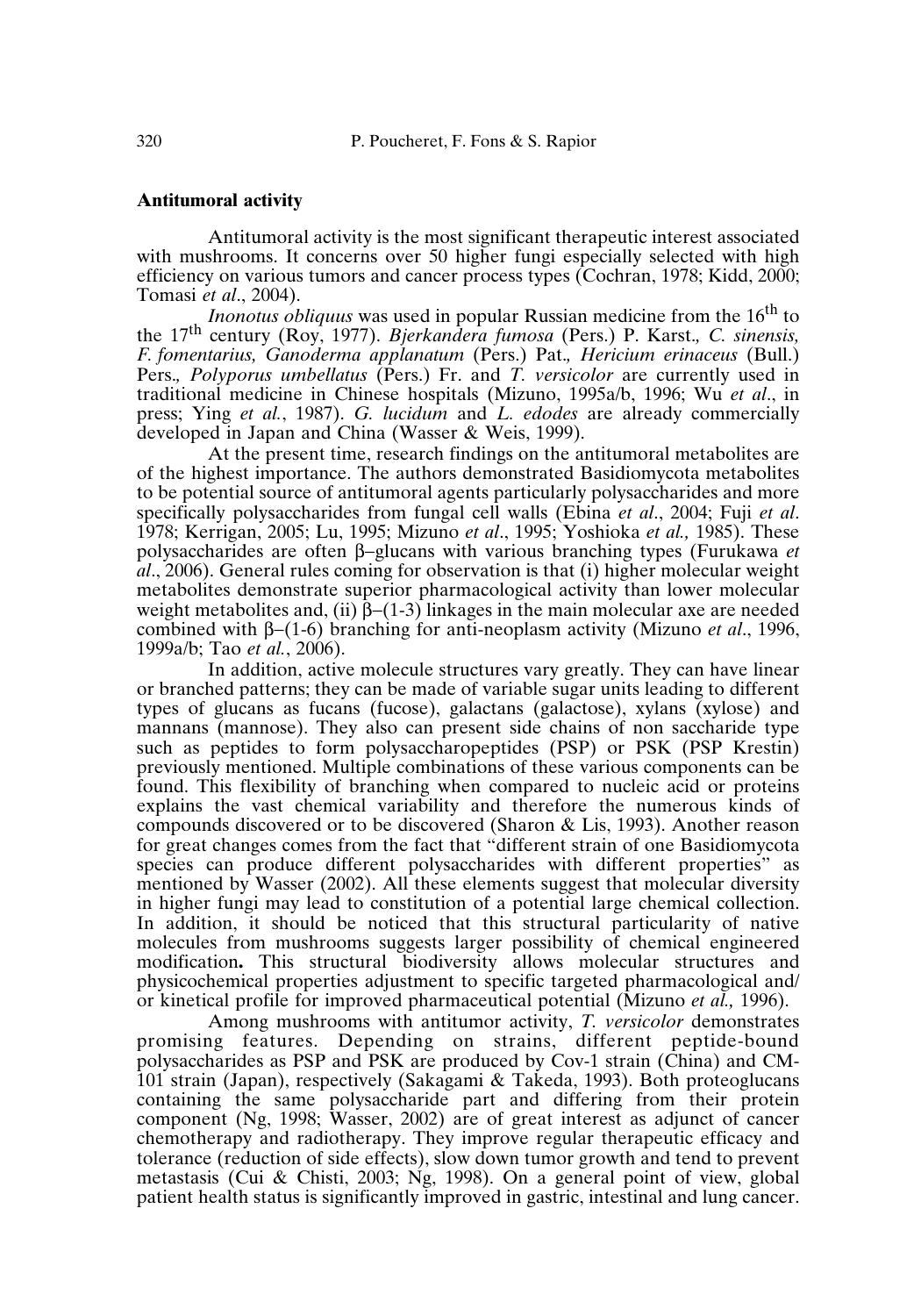**Antitumoral activity**

Antitumoral activity is the most significant therapeutic interest associated with mushrooms. It concerns over 50 higher fungi especially selected with high efficiency on various tumors and cancer process types (Cochran, 1978; Kidd, 2000; Tomasi *et al*., 2004).

*Inonotus obliquus* was used in popular Russian medicine from the 16th to the 17th century (Roy, 1977). *Bjerkandera fumosa* (Pers.) P. Karst*., C. sinensis, F. fomentarius, Ganoderma applanatum* (Pers.) Pat*., Hericium erinaceus* (Bull.) Pers*., Polyporus umbellatus* (Pers.) Fr. and *T. versicolor* are currently used in traditional medicine in Chinese hospitals (Mizuno, 1995a/b, 1996; Wu *et al*., in press; Ying *et al.*, 1987). *G. lucidum* and *L. edodes* are already commercially developed in Japan and China (Wasser & Weis, 1999).

At the present time, research findings on the antitumoral metabolites are of the highest importance. The authors demonstrated Basidiomycota metabolites to be potential source of antitumoral agents particularly polysaccharides and more specifically polysaccharides from fungal cell walls (Ebina *et al*., 2004; Fuji *et al*. 1978; Kerrigan, 2005; Lu, 1995; Mizuno *et al*., 1995; Yoshioka *et al.,* 1985). These polysaccharides are often β–glucans with various branching types (Furukawa *et al*., 2006). General rules coming for observation is that (i) higher molecular weight metabolites demonstrate superior pharmacological activity than lower molecular weight metabolites and, (ii) β–(1-3) linkages in the main molecular axe are needed combined with β–(1-6) branching for anti-neoplasm activity (Mizuno *et al*., 1996, 1999a/b; Tao *et al.*, 2006).

In addition, active molecule structures vary greatly. They can have linear or branched patterns; they can be made of variable sugar units leading to different types of glucans as fucans (fucose), galactans (galactose), xylans (xylose) and mannans (mannose). They also can present side chains of non saccharide type such as peptides to form polysaccharopeptides (PSP) or PSK (PSP Krestin) previously mentioned. Multiple combinations of these various components can be found. This flexibility of branching when compared to nucleic acid or proteins explains the vast chemical variability and therefore the numerous kinds of compounds discovered or to be discovered (Sharon & Lis, 1993). Another reason for great changes comes from the fact that "different strain of one Basidiomycota species can produce different polysaccharides with different properties" as mentioned by Wasser (2002). All these elements suggest that molecular diversity in higher fungi may lead to constitution of a potential large chemical collection. In addition, it should be noticed that this structural particularity of native molecules from mushrooms suggests larger possibility of chemical engineered modification**.** This structural biodiversity allows molecular structures and physicochemical properties adjustment to specific targeted pharmacological and/or kinetical profile for improved pharmaceutical potential (Mizuno *et al.,* 1996).

Among mushrooms with antitumor activity, *T. versicolor* demonstrates promising features. Depending on strains, different peptide-bound polysaccharides as PSP and PSK are produced by Cov-1 strain (China) and CM-101 strain (Japan), respectively (Sakagami & Takeda, 1993). Both proteoglucans containing the same polysaccharide part and differing from their protein component (Ng, 1998; Wasser, 2002) are of great interest as adjunct of cancer chemotherapy and radiotherapy. They improve regular therapeutic efficacy and tolerance (reduction of side effects), slow down tumor growth and tend to prevent metastasis (Cui & Chisti, 2003; Ng, 1998). On a general point of view, global patient health status is significantly improved in gastric, intestinal and lung cancer.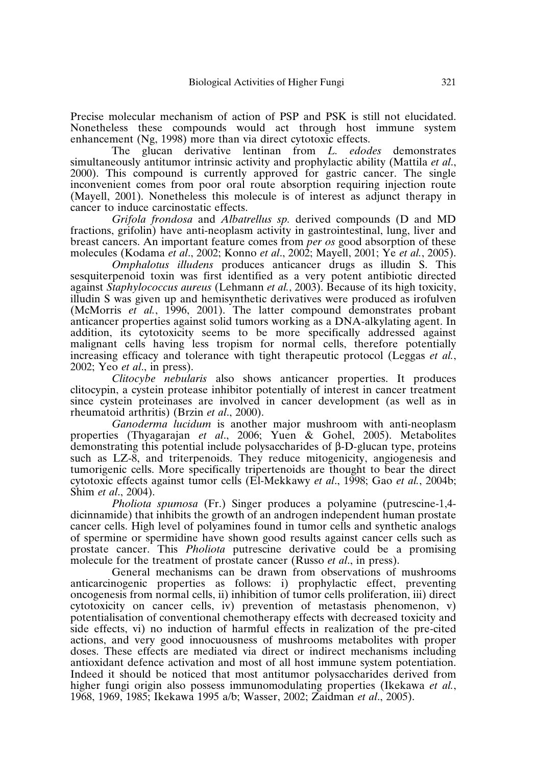Precise molecular mechanism of action of PSP and PSK is still not elucidated. Nonetheless these compounds would act through host immune system enhancement (Ng, 1998) more than via direct cytotoxic effects.

The glucan derivative lentinan from *L. edodes* demonstrates simultaneously antitumor intrinsic activity and prophylactic ability (Mattila *et al*., 2000). This compound is currently approved for gastric cancer. The single inconvenient comes from poor oral route absorption requiring injection route (Mayell, 2001). Nonetheless this molecule is of interest as adjunct therapy in cancer to induce carcinostatic effects.

*Grifola frondosa* and *Albatrellus sp.* derived compounds (D and MD fractions, grifolin) have anti-neoplasm activity in gastrointestinal, lung, liver and breast cancers. An important feature comes from *per os* good absorption of these molecules (Kodama *et al*., 2002; Konno *et al*., 2002; Mayell, 2001; Ye *et al*., 2005).

*Omphalotus illudens* produces anticancer drugs as illudin S. This sesquiterpenoid toxin was first identified as a very potent antibiotic directed against *Staphylococcus aureus* (Lehmann *et al.*, 2003). Because of its high toxicity, illudin S was given up and hemisynthetic derivatives were produced as irofulven (McMorris *et al.*, 1996, 2001). The latter compound demonstrates probant anticancer properties against solid tumors working as a DNA-alkylating agent. In addition, its cytotoxicity seems to be more specifically addressed against malignant cells having less tropism for normal cells, therefore potentially increasing efficacy and tolerance with tight therapeutic protocol (Leggas *et al.*, 2002; Yeo *et al*., in press).

*Clitocybe nebularis* also shows anticancer properties. It produces clitocypin, a cystein protease inhibitor potentially of interest in cancer treatment since cystein proteinases are involved in cancer development (as well as in rheumatoid arthritis) (Brzin *et al*., 2000).

*Ganoderma lucidum* is another major mushroom with anti-neoplasm properties (Thyagarajan *et al*., 2006; Yuen & Gohel, 2005). Metabolites demonstrating this potential include polysaccharides of β-D-glucan type, proteins such as LZ-8, and triterpenoids. They reduce mitogenicity, angiogenesis and tumorigenic cells. More specifically tripertenoids are thought to bear the direct cytotoxic effects against tumor cells (El-Mekkawy *et al*., 1998; Gao *et al.*, 2004b; Shim *et al*., 2004).

*Pholiota spumosa* (Fr.) Singer produces a polyamine (putrescine-1,4-dicinnamide) that inhibits the growth of an androgen independent human prostate cancer cells. High level of polyamines found in tumor cells and synthetic analogs of spermine or spermidine have shown good results against cancer cells such as prostate cancer. This *Pholiota* putrescine derivative could be a promising molecule for the treatment of prostate cancer (Russo *et al*., in press).

General mechanisms can be drawn from observations of mushrooms anticarcinogenic properties as follows: i) prophylactic effect, preventing oncogenesis from normal cells, ii) inhibition of tumor cells proliferation, iii) direct cytotoxicity on cancer cells, iv) prevention of metastasis phenomenon, v) potentialisation of conventional chemotherapy effects with decreased toxicity and side effects, vi) no induction of harmful effects in realization of the pre-cited actions, and very good innocuousness of mushrooms metabolites with proper doses. These effects are mediated via direct or indirect mechanisms including antioxidant defence activation and most of all host immune system potentiation. Indeed it should be noticed that most antitumor polysaccharides derived from higher fungi origin also possess immunomodulating properties (Ikekawa *et al.*, 1968, 1969, 1985; Ikekawa 1995 a/b; Wasser, 2002; Zaidman *et al*., 2005).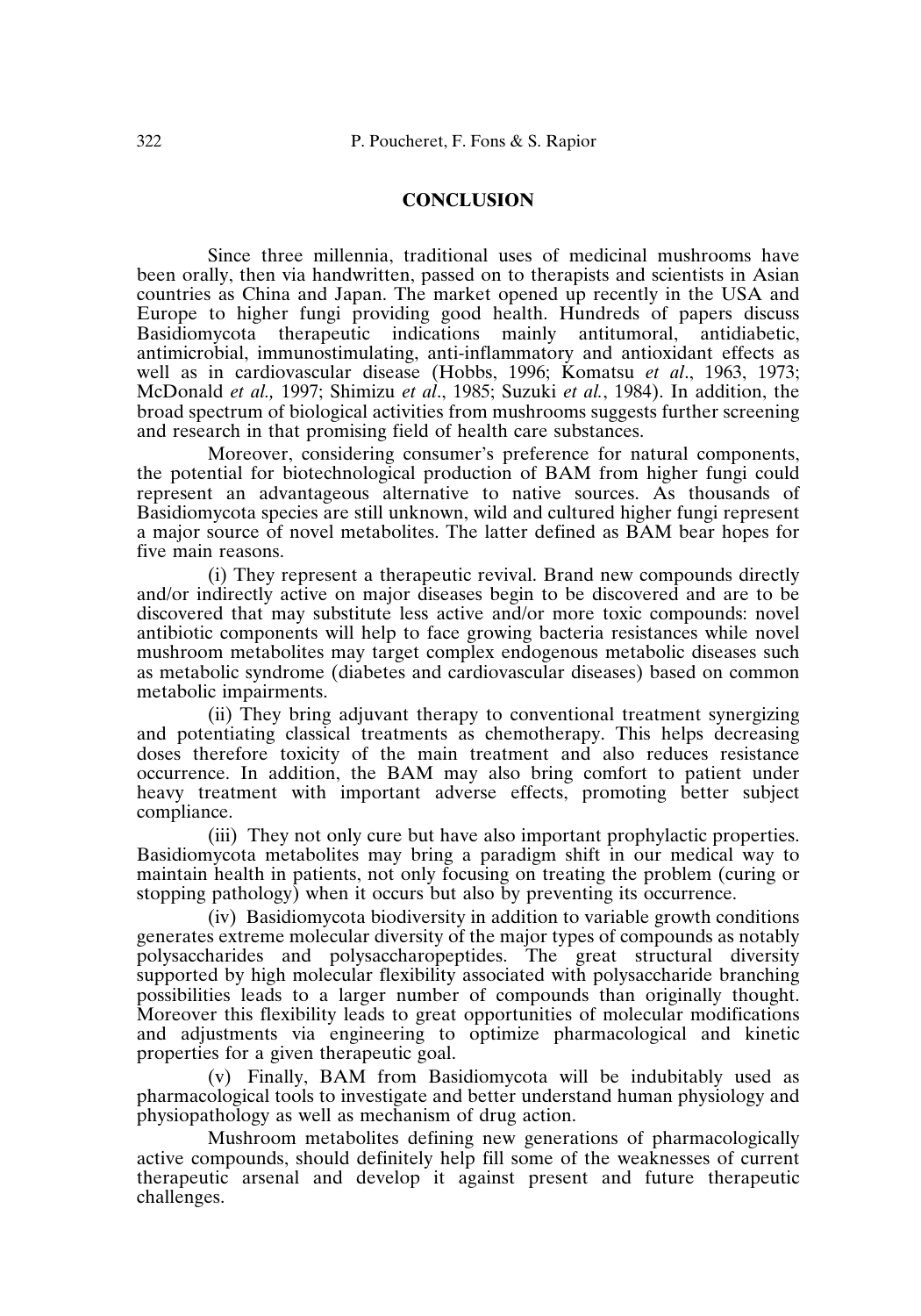## CONCLUSION

Since three millennia, traditional uses of medicinal mushrooms have been orally, then via handwritten, passed on to therapists and scientists in Asian countries as China and Japan. The market opened up recently in the USA and Europe to higher fungi providing good health. Hundreds of papers discuss Basidiomycota therapeutic indications mainly antitumoral, antidiabetic, antimicrobial, immunostimulating, anti-inflammatory and antioxidant effects as well as in cardiovascular disease (Hobbs, 1996; Komatsu *et al*., 1963, 1973; McDonald *et al.,* 1997; Shimizu *et al*., 1985; Suzuki *et al.*, 1984). In addition, the broad spectrum of biological activities from mushrooms suggests further screening and research in that promising field of health care substances.

Moreover, considering consumer's preference for natural components, the potential for biotechnological production of BAM from higher fungi could represent an advantageous alternative to native sources. As thousands of Basidiomycota species are still unknown, wild and cultured higher fungi represent a major source of novel metabolites. The latter defined as BAM bear hopes for five main reasons.

(i) They represent a therapeutic revival. Brand new compounds directly and/or indirectly active on major diseases begin to be discovered and are to be discovered that may substitute less active and/or more toxic compounds: novel antibiotic components will help to face growing bacteria resistances while novel mushroom metabolites may target complex endogenous metabolic diseases such as metabolic syndrome (diabetes and cardiovascular diseases) based on common metabolic impairments.

(ii) They bring adjuvant therapy to conventional treatment synergizing and potentiating classical treatments as chemotherapy. This helps decreasing doses therefore toxicity of the main treatment and also reduces resistance occurrence. In addition, the BAM may also bring comfort to patient under heavy treatment with important adverse effects, promoting better subject compliance.

(iii) They not only cure but have also important prophylactic properties. Basidiomycota metabolites may bring a paradigm shift in our medical way to maintain health in patients, not only focusing on treating the problem (curing or stopping pathology) when it occurs but also by preventing its occurrence.

(iv) Basidiomycota biodiversity in addition to variable growth conditions generates extreme molecular diversity of the major types of compounds as notably polysaccharides and polysaccharopeptides. The great structural diversity supported by high molecular flexibility associated with polysaccharide branching possibilities leads to a larger number of compounds than originally thought. Moreover this flexibility leads to great opportunities of molecular modifications and adjustments via engineering to optimize pharmacological and kinetic properties for a given therapeutic goal.

(v) Finally, BAM from Basidiomycota will be indubitably used as pharmacological tools to investigate and better understand human physiology and physiopathology as well as mechanism of drug action.

Mushroom metabolites defining new generations of pharmacologically active compounds, should definitely help fill some of the weaknesses of current therapeutic arsenal and develop it against present and future therapeutic challenges.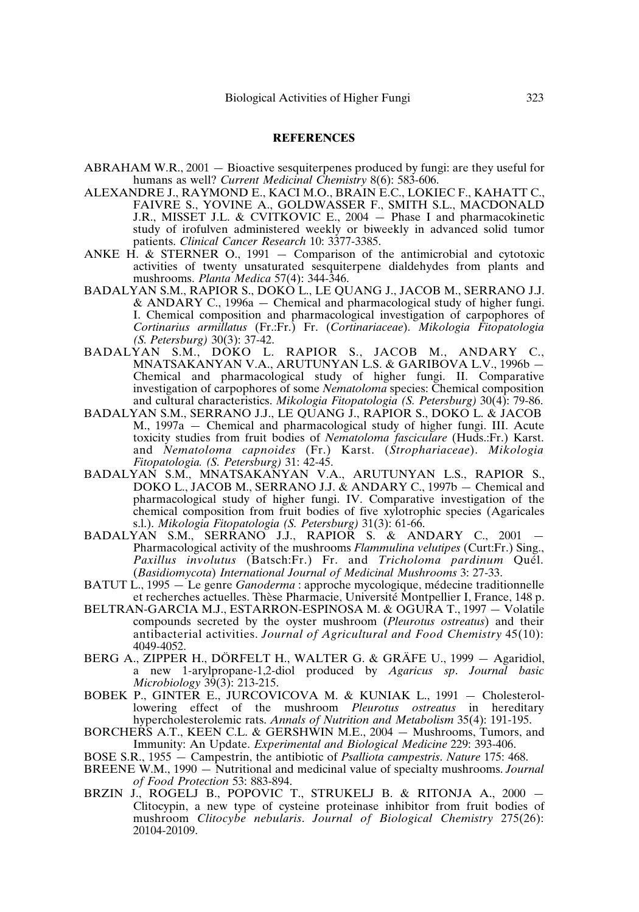## REFERENCES

ABRAHAM W.R., 2001 — Bioactive sesquiterpenes produced by fungi: are they useful for humans as well? *Current Medicinal Chemistry* 8(6): 583-606.

ALEXANDRE J., RAYMOND E., KACI M.O., BRAIN E.C., LOKIEC F., KAHATT C., FAIVRE S., YOVINE A., GOLDWASSER F., SMITH S.L., MACDONALD J.R., MISSET J.L. & CVITKOVIC E., 2004 — Phase I and pharmacokinetic study of irofulven administered weekly or biweekly in advanced solid tumor patients. *Clinical Cancer Research* 10: 3377-3385.

ANKE H. & STERNER O., 1991 — Comparison of the antimicrobial and cytotoxic activities of twenty unsaturated sesquiterpene dialdehydes from plants and mushrooms. *Planta Medica* 57(4): 344-346.

BADALYAN S.M., RAPIOR S., DOKO L., LE QUANG J., JACOB M., SERRANO J.J. & ANDARY C., 1996a — Chemical and pharmacological study of higher fungi. I. Chemical composition and pharmacological investigation of carpophores of *Cortinarius armillatus* (Fr.:Fr.) Fr. (*Cortinariaceae*). *Mikologia Fitopatologia (S. Petersburg)* 30(3): 37-42.

BADALYAN S.M., DOKO L. RAPIOR S., JACOB M., ANDARY C., MNATSAKANYAN V.A., ARUTUNYAN L.S. & GARIBOVA L.V., 1996b — Chemical and pharmacological study of higher fungi. II. Comparative investigation of carpophores of some *Nematoloma* species: Chemical composition and cultural characteristics. *Mikologia Fitopatologia (S. Petersburg)* 30(4): 79-86.

BADALYAN S.M., SERRANO J.J., LE QUANG J., RAPIOR S., DOKO L. & JACOB M., 1997a — Chemical and pharmacological study of higher fungi. III. Acute toxicity studies from fruit bodies of *Nematoloma fasciculare* (Huds.:Fr.) Karst. and *Nematoloma capnoides* (Fr.) Karst. (*Strophariaceae*). *Mikologia Fitopatologia. (S. Petersburg)* 31: 42-45.

BADALYAN S.M., MNATSAKANYAN V.A., ARUTUNYAN L.S., RAPIOR S., DOKO L., JACOB M., SERRANO J.J. & ANDARY C., 1997b — Chemical and pharmacological study of higher fungi. IV. Comparative investigation of the chemical composition from fruit bodies of five xylotrophic species (Agaricales s.l.). *Mikologia Fitopatologia (S. Petersburg)* 31(3): 61-66.

BADALYAN S.M., SERRANO J.J., RAPIOR S. & ANDARY C., 2001 — Pharmacological activity of the mushrooms *Flammulina velutipes* (Curt:Fr.) Sing., *Paxillus involutus* (Batsch:Fr.) Fr. and *Tricholoma pardinum* Quél. (*Basidiomycota*) *International Journal of Medicinal Mushrooms* 3: 27-33.

BATUT L., 1995 — Le genre *Ganoderma* : approche mycologique, médecine traditionnelle et recherches actuelles. Thèse Pharmacie, Université Montpellier I, France, 148 p.

BELTRAN-GARCIA M.J., ESTARRON-ESPINOSA M. & OGURA T., 1997 — Volatile compounds secreted by the oyster mushroom (*Pleurotus ostreatus*) and their antibacterial activities. *Journal of Agricultural and Food Chemistry* 45(10): 4049-4052.

BERG A., ZIPPER H., DÖRFELT H., WALTER G. & GRÄFE U., 1999 — Agaridiol, a new 1-arylpropane-1,2-diol produced by *Agaricus sp*. *Journal basic Microbiology* 39(3): 213-215.

BOBEK P., GINTER E., JURCOVICOVA M. & KUNIAK L., 1991 — Cholesterol-lowering effect of the mushroom *Pleurotus ostreatus* in hereditary hypercholesterolemic rats. *Annals of Nutrition and Metabolism* 35(4): 191-195.

BORCHERS A.T., KEEN C.L. & GERSHWIN M.E., 2004 — Mushrooms, Tumors, and Immunity: An Update. *Experimental and Biological Medicine* 229: 393-406.

BOSE S.R., 1955 — Campestrin, the antibiotic of *Psalliota campestris*. *Nature* 175: 468.

BREENE W.M., 1990 — Nutritional and medicinal value of specialty mushrooms. *Journal of Food Protection* 53: 883-894.

BRZIN J., ROGELJ B., POPOVIC T., STRUKELJ B. & RITONJA A., 2000 — Clitocypin, a new type of cysteine proteinase inhibitor from fruit bodies of mushroom *Clitocybe nebularis*. *Journal of Biological Chemistry* 275(26): 20104-20109.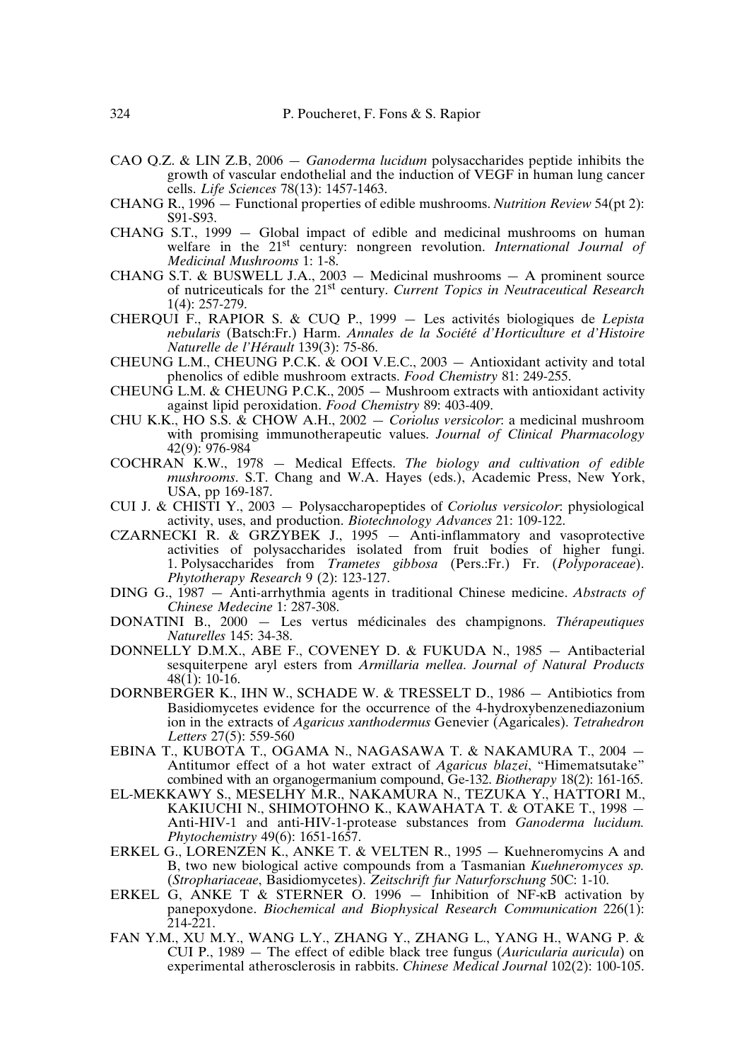CAO Q.Z. & LIN Z.B, 2006 — *Ganoderma lucidum* polysaccharides peptide inhibits the growth of vascular endothelial and the induction of VEGF in human lung cancer cells. *Life Sciences* 78(13): 1457-1463.

CHANG R., 1996 — Functional properties of edible mushrooms. *Nutrition Review* 54(pt 2): S91-S93.

CHANG S.T., 1999 — Global impact of edible and medicinal mushrooms on human welfare in the 21st century: nongreen revolution. *International Journal of Medicinal Mushrooms* 1: 1-8.

CHANG S.T. & BUSWELL J.A., 2003 — Medicinal mushrooms — A prominent source of nutriceuticals for the 21st century. *Current Topics in Neutraceutical Research* 1(4): 257-279.

CHERQUI F., RAPIOR S. & CUQ P., 1999 — Les activités biologiques de *Lepista nebularis* (Batsch:Fr.) Harm. *Annales de la Société d'Horticulture et d'Histoire Naturelle de l'Hérault* 139(3): 75-86.

CHEUNG L.M., CHEUNG P.C.K. & OOI V.E.C., 2003 — Antioxidant activity and total phenolics of edible mushroom extracts. *Food Chemistry* 81: 249-255.

CHEUNG L.M. & CHEUNG P.C.K., 2005 — Mushroom extracts with antioxidant activity against lipid peroxidation. *Food Chemistry* 89: 403-409.

CHU K.K., HO S.S. & CHOW A.H., 2002 — *Coriolus versicolor*: a medicinal mushroom with promising immunotherapeutic values. *Journal of Clinical Pharmacology* 42(9): 976-984

COCHRAN K.W., 1978 — Medical Effects. *The biology and cultivation of edible mushrooms*. S.T. Chang and W.A. Hayes (eds.), Academic Press, New York, USA, pp 169-187.

CUI J. & CHISTI Y., 2003 — Polysaccharopeptides of *Coriolus versicolor*: physiological activity, uses, and production. *Biotechnology Advances* 21: 109-122.

CZARNECKI R. & GRZYBEK J., 1995 — Anti-inflammatory and vasoprotective activities of polysaccharides isolated from fruit bodies of higher fungi. 1. Polysaccharides from *Trametes gibbosa* (Pers.:Fr.) Fr. (*Polyporaceae*). *Phytotherapy Research* 9 (2): 123-127.

DING G., 1987 — Anti-arrhythmia agents in traditional Chinese medicine. *Abstracts of Chinese Medecine* 1: 287-308.

DONATINI B., 2000 — Les vertus médicinales des champignons. *Thérapeutiques Naturelles* 145: 34-38.

DONNELLY D.M.X., ABE F., COVENEY D. & FUKUDA N., 1985 — Antibacterial sesquiterpene aryl esters from *Armillaria mellea*. *Journal of Natural Products* 48(1): 10-16.

DORNBERGER K., IHN W., SCHADE W. & TRESSELT D., 1986 — Antibiotics from Basidiomycetes evidence for the occurrence of the 4-hydroxybenzenediazonium ion in the extracts of *Agaricus xanthodermus* Genevier (Agaricales). *Tetrahedron Letters* 27(5): 559-560

EBINA T., KUBOTA T., OGAMA N., NAGASAWA T. & NAKAMURA T., 2004 — Antitumor effect of a hot water extract of *Agaricus blazei*, "Himematsutake" combined with an organogermanium compound, Ge-132. *Biotherapy* 18(2): 161-165.

EL-MEKKAWY S., MESELHY M.R., NAKAMURA N., TEZUKA Y., HATTORI M., KAKIUCHI N., SHIMOTOHNO K., KAWAHATA T. & OTAKE T., 1998 — Anti-HIV-1 and anti-HIV-1-protease substances from *Ganoderma lucidum*. *Phytochemistry* 49(6): 1651-1657.

ERKEL G., LORENZEN K., ANKE T. & VELTEN R., 1995 — Kuehneromycins A and B, two new biological active compounds from a Tasmanian *Kuehneromyces sp.* (*Strophariaceae*, Basidiomycetes). *Zeitschrift fur Naturforschung* 50C: 1-10.

ERKEL G, ANKE T & STERNER O. 1996 — Inhibition of NF-κB activation by panepoxydone. *Biochemical and Biophysical Research Communication* 226(1): 214-221.

FAN Y.M., XU M.Y., WANG L.Y., ZHANG Y., ZHANG L., YANG H., WANG P. & CUI P., 1989 — The effect of edible black tree fungus (*Auricularia auricula*) on experimental atherosclerosis in rabbits. *Chinese Medical Journal* 102(2): 100-105.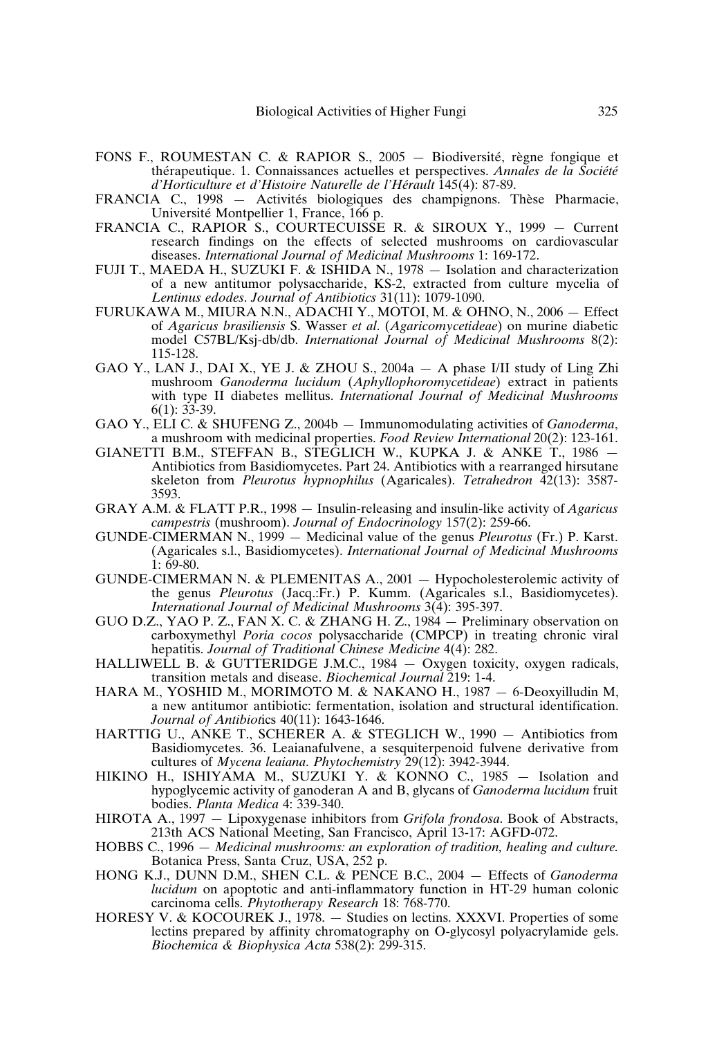FONS F., ROUMESTAN C. & RAPIOR S., 2005 — Biodiversité, règne fongique et thérapeutique. 1. Connaissances actuelles et perspectives. *Annales de la Société d'Horticulture et d'Histoire Naturelle de l'Hérault* 145(4): 87-89.

FRANCIA C., 1998 — Activités biologiques des champignons. Thèse Pharmacie, Université Montpellier 1, France, 166 p.

FRANCIA C., RAPIOR S., COURTECUISSE R. & SIROUX Y., 1999 — Current research findings on the effects of selected mushrooms on cardiovascular diseases. *International Journal of Medicinal Mushrooms* 1: 169-172.

FUJI T., MAEDA H., SUZUKI F. & ISHIDA N., 1978 — Isolation and characterization of a new antitumor polysaccharide, KS-2, extracted from culture mycelia of *Lentinus edodes*. *Journal of Antibiotics* 31(11): 1079-1090.

FURUKAWA M., MIURA N.N., ADACHI Y., MOTOI, M. & OHNO, N., 2006 — Effect of *Agaricus brasiliensis* S. Wasser *et al*. (*Agaricomycetideae*) on murine diabetic model C57BL/Ksj-db/db. *International Journal of Medicinal Mushrooms* 8(2): 115-128.

GAO Y., LAN J., DAI X., YE J. & ZHOU S., 2004a — A phase I/II study of Ling Zhi mushroom *Ganoderma lucidum* (*Aphyllophoromycetideae*) extract in patients with type II diabetes mellitus. *International Journal of Medicinal Mushrooms* 6(1): 33-39.

GAO Y., ELI C. & SHUFENG Z., 2004b — Immunomodulating activities of *Ganoderma*, a mushroom with medicinal properties. *Food Review International* 20(2): 123-161.

GIANETTI B.M., STEFFAN B., STEGLICH W., KUPKA J. & ANKE T., 1986 — Antibiotics from Basidiomycetes. Part 24. Antibiotics with a rearranged hirsutane skeleton from *Pleurotus hypnophilus* (Agaricales). *Tetrahedron* 42(13): 3587-3593.

GRAY A.M. & FLATT P.R., 1998 — Insulin-releasing and insulin-like activity of *Agaricus campestris* (mushroom). *Journal of Endocrinology* 157(2): 259-66.

GUNDE-CIMERMAN N., 1999 — Medicinal value of the genus *Pleurotus* (Fr.) P. Karst. (Agaricales s.l., Basidiomycetes). *International Journal of Medicinal Mushrooms* 1: 69-80.

GUNDE-CIMERMAN N. & PLEMENITAS A., 2001 — Hypocholesterolemic activity of the genus *Pleurotus* (Jacq.:Fr.) P. Kumm. (Agaricales s.l., Basidiomycetes). *International Journal of Medicinal Mushrooms* 3(4): 395-397.

GUO D.Z., YAO P. Z., FAN X. C. & ZHANG H. Z., 1984 — Preliminary observation on carboxymethyl *Poria cocos* polysaccharide (CMPCP) in treating chronic viral hepatitis. *Journal of Traditional Chinese Medicine* 4(4): 282.

HALLIWELL B. & GUTTERIDGE J.M.C., 1984 — Oxygen toxicity, oxygen radicals, transition metals and disease. *Biochemical Journal* 219: 1-4.

HARA M., YOSHID M., MORIMOTO M. & NAKANO H., 1987 — 6-Deoxyilludin M, a new antitumor antibiotic: fermentation, isolation and structural identification. *Journal of Antibiotics* 40(11): 1643-1646.

HARTTIG U., ANKE T., SCHERER A. & STEGLICH W., 1990 — Antibiotics from Basidiomycetes. 36. Leaianafulvene, a sesquiterpenoid fulvene derivative from cultures of *Mycena leaiana*. *Phytochemistry* 29(12): 3942-3944.

HIKINO H., ISHIYAMA M., SUZUKI Y. & KONNO C., 1985 — Isolation and hypoglycemic activity of ganoderan A and B, glycans of *Ganoderma lucidum* fruit bodies. *Planta Medica* 4: 339-340.

HIROTA A., 1997 — Lipoxygenase inhibitors from *Grifola frondosa*. Book of Abstracts, 213th ACS National Meeting, San Francisco, April 13-17: AGFD-072.

HOBBS C., 1996 — *Medicinal mushrooms: an exploration of tradition, healing and culture.* Botanica Press, Santa Cruz, USA, 252 p.

HONG K.J., DUNN D.M., SHEN C.L. & PENCE B.C., 2004 — Effects of *Ganoderma lucidum* on apoptotic and anti-inflammatory function in HT-29 human colonic carcinoma cells. *Phytotherapy Research* 18: 768-770.

HORESY V. & KOCOUREK J., 1978. — Studies on lectins. XXXVI. Properties of some lectins prepared by affinity chromatography on O-glycosyl polyacrylamide gels. *Biochemica & Biophysica Acta* 538(2): 299-315.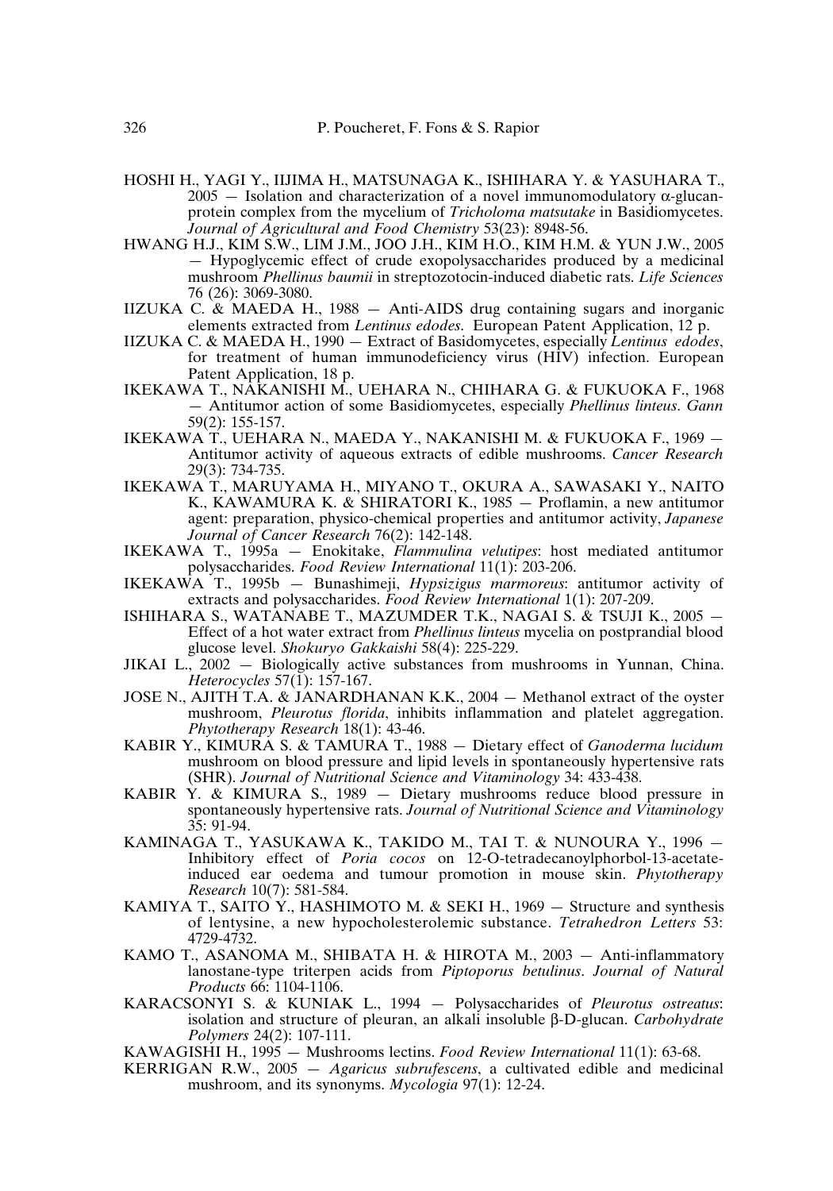HOSHI H., YAGI Y., IIJIMA H., MATSUNAGA K., ISHIHARA Y. & YASUHARA T., 2005 — Isolation and characterization of a novel immunomodulatory α-glucan-protein complex from the mycelium of *Tricholoma matsutake* in Basidiomycetes. *Journal of Agricultural and Food Chemistry* 53(23): 8948-56.

HWANG H.J., KIM S.W., LIM J.M., JOO J.H., KIM H.O., KIM H.M. & YUN J.W., 2005 — Hypoglycemic effect of crude exopolysaccharides produced by a medicinal mushroom *Phellinus baumii* in streptozotocin-induced diabetic rats. *Life Sciences* 76 (26): 3069-3080.

IIZUKA C. & MAEDA H., 1988 — Anti-AIDS drug containing sugars and inorganic elements extracted from *Lentinus edodes.* European Patent Application, 12 p.

IIZUKA C. & MAEDA H., 1990 — Extract of Basidomycetes, especially *Lentinus edodes*, for treatment of human immunodeficiency virus (HIV) infection. European Patent Application, 18 p.

IKEKAWA T., NAKANISHI M., UEHARA N., CHIHARA G. & FUKUOKA F., 1968 — Antitumor action of some Basidiomycetes, especially *Phellinus linteus*. *Gann* 59(2): 155-157.

IKEKAWA T., UEHARA N., MAEDA Y., NAKANISHI M. & FUKUOKA F., 1969 — Antitumor activity of aqueous extracts of edible mushrooms. *Cancer Research* 29(3): 734-735.

IKEKAWA T., MARUYAMA H., MIYANO T., OKURA A., SAWASAKI Y., NAITO K., KAWAMURA K. & SHIRATORI K., 1985 — Proflamin, a new antitumor agent: preparation, physico-chemical properties and antitumor activity, *Japanese Journal of Cancer Research* 76(2): 142-148.

IKEKAWA T., 1995a — Enokitake, *Flammulina velutipes*: host mediated antitumor polysaccharides. *Food Review International* 11(1): 203-206.

IKEKAWA T., 1995b — Bunashimeji, *Hypsizigus marmoreus*: antitumor activity of extracts and polysaccharides. *Food Review International* 1(1): 207-209.

ISHIHARA S., WATANABE T., MAZUMDER T.K., NAGAI S. & TSUJI K., 2005 — Effect of a hot water extract from *Phellinus linteus* mycelia on postprandial blood glucose level. *Shokuryo Gakkaishi* 58(4): 225-229.

JIKAI L., 2002 — Biologically active substances from mushrooms in Yunnan, China. *Heterocycles* 57(1): 157-167.

JOSE N., AJITH T.A. & JANARDHANAN K.K., 2004 — Methanol extract of the oyster mushroom, *Pleurotus florida*, inhibits inflammation and platelet aggregation. *Phytotherapy Research* 18(1): 43-46.

KABIR Y., KIMURA S. & TAMURA T., 1988 — Dietary effect of *Ganoderma lucidum* mushroom on blood pressure and lipid levels in spontaneously hypertensive rats (SHR). *Journal of Nutritional Science and Vitaminology* 34: 433-438.

KABIR Y. & KIMURA S., 1989 — Dietary mushrooms reduce blood pressure in spontaneously hypertensive rats. *Journal of Nutritional Science and Vitaminology* 35: 91-94.

KAMINAGA T., YASUKAWA K., TAKIDO M., TAI T. & NUNOURA Y., 1996 — Inhibitory effect of *Poria cocos* on 12-O-tetradecanoylphorbol-13-acetate-induced ear oedema and tumour promotion in mouse skin. *Phytotherapy Research* 10(7): 581-584.

KAMIYA T., SAITO Y., HASHIMOTO M. & SEKI H., 1969 — Structure and synthesis of lentysine, a new hypocholesterolemic substance. *Tetrahedron Letters* 53: 4729-4732.

KAMO T., ASANOMA M., SHIBATA H. & HIROTA M., 2003 — Anti-inflammatory lanostane-type triterpen acids from *Piptoporus betulinus*. *Journal of Natural Products* 66: 1104-1106.

KARACSONYI S. & KUNIAK L., 1994 — Polysaccharides of *Pleurotus ostreatus*: isolation and structure of pleuran, an alkali insoluble β-D-glucan. *Carbohydrate Polymers* 24(2): 107-111.

KAWAGISHI H., 1995 — Mushrooms lectins. *Food Review International* 11(1): 63-68.

KERRIGAN R.W., 2005 — *Agaricus subrufescens*, a cultivated edible and medicinal mushroom, and its synonyms. *Mycologia* 97(1): 12-24.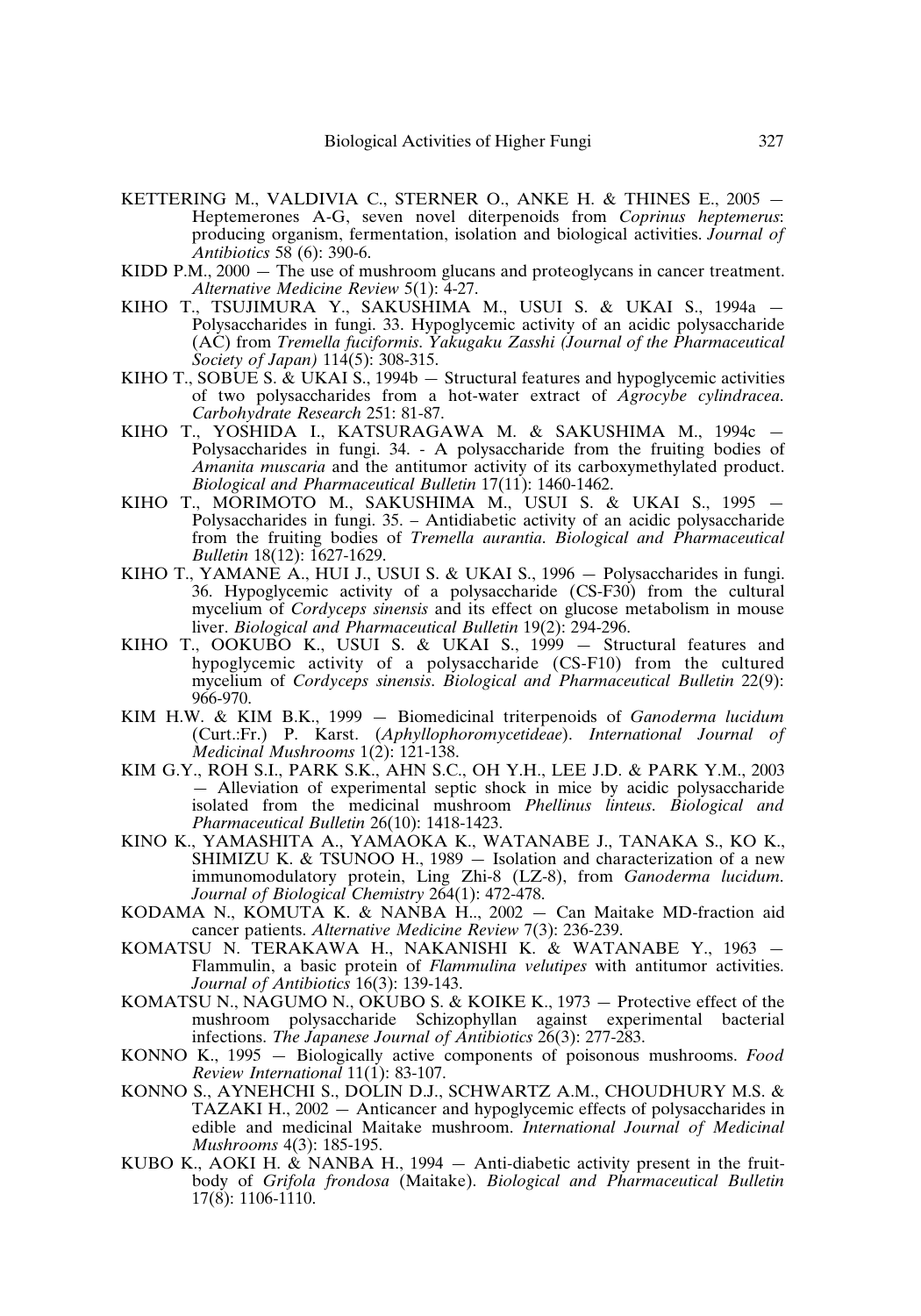KETTERING M., VALDIVIA C., STERNER O., ANKE H. & THINES E., 2005 — Heptemerones A-G, seven novel diterpenoids from *Coprinus heptemerus*: producing organism, fermentation, isolation and biological activities. *Journal of Antibiotics* 58 (6): 390-6.

KIDD P.M., 2000 — The use of mushroom glucans and proteoglycans in cancer treatment. *Alternative Medicine Review* 5(1): 4-27.

KIHO T., TSUJIMURA Y., SAKUSHIMA M., USUI S. & UKAI S., 1994a — Polysaccharides in fungi. 33. Hypoglycemic activity of an acidic polysaccharide (AC) from *Tremella fuciformis*. *Yakugaku Zasshi (Journal of the Pharmaceutical Society of Japan)* 114(5): 308-315.

KIHO T., SOBUE S. & UKAI S., 1994b — Structural features and hypoglycemic activities of two polysaccharides from a hot-water extract of *Agrocybe cylindracea*. *Carbohydrate Research* 251: 81-87.

KIHO T., YOSHIDA I., KATSURAGAWA M. & SAKUSHIMA M., 1994c — Polysaccharides in fungi. 34. - A polysaccharide from the fruiting bodies of *Amanita muscaria* and the antitumor activity of its carboxymethylated product. *Biological and Pharmaceutical Bulletin* 17(11): 1460-1462.

KIHO T., MORIMOTO M., SAKUSHIMA M., USUI S. & UKAI S., 1995 — Polysaccharides in fungi. 35. – Antidiabetic activity of an acidic polysaccharide from the fruiting bodies of *Tremella aurantia*. *Biological and Pharmaceutical Bulletin* 18(12): 1627-1629.

KIHO T., YAMANE A., HUI J., USUI S. & UKAI S., 1996 — Polysaccharides in fungi. 36. Hypoglycemic activity of a polysaccharide (CS-F30) from the cultural mycelium of *Cordyceps sinensis* and its effect on glucose metabolism in mouse liver. *Biological and Pharmaceutical Bulletin* 19(2): 294-296.

KIHO T., OOKUBO K., USUI S. & UKAI S., 1999 — Structural features and hypoglycemic activity of a polysaccharide (CS-F10) from the cultured mycelium of *Cordyceps sinensis*. *Biological and Pharmaceutical Bulletin* 22(9): 966-970.

KIM H.W. & KIM B.K., 1999 — Biomedicinal triterpenoids of *Ganoderma lucidum* (Curt.:Fr.) P. Karst. (*Aphyllophoromycetideae*). *International Journal of Medicinal Mushrooms* 1(2): 121-138.

KIM G.Y., ROH S.I., PARK S.K., AHN S.C., OH Y.H., LEE J.D. & PARK Y.M., 2003 — Alleviation of experimental septic shock in mice by acidic polysaccharide isolated from the medicinal mushroom *Phellinus linteus*. *Biological and Pharmaceutical Bulletin* 26(10): 1418-1423.

KINO K., YAMASHITA A., YAMAOKA K., WATANABE J., TANAKA S., KO K., SHIMIZU K. & TSUNOO H., 1989 — Isolation and characterization of a new immunomodulatory protein, Ling Zhi-8 (LZ-8), from *Ganoderma lucidum*. *Journal of Biological Chemistry* 264(1): 472-478.

KODAMA N., KOMUTA K. & NANBA H.., 2002 — Can Maitake MD-fraction aid cancer patients. *Alternative Medicine Review* 7(3): 236-239.

KOMATSU N. TERAKAWA H., NAKANISHI K. & WATANABE Y., 1963 — Flammulin, a basic protein of *Flammulina velutipes* with antitumor activities. *Journal of Antibiotics* 16(3): 139-143.

KOMATSU N., NAGUMO N., OKUBO S. & KOIKE K., 1973 — Protective effect of the mushroom polysaccharide Schizophyllan against experimental bacterial infections. *The Japanese Journal of Antibiotics* 26(3): 277-283.

KONNO K., 1995 — Biologically active components of poisonous mushrooms. *Food Review International* 11(1): 83-107.

KONNO S., AYNEHCHI S., DOLIN D.J., SCHWARTZ A.M., CHOUDHURY M.S. & TAZAKI H., 2002 — Anticancer and hypoglycemic effects of polysaccharides in edible and medicinal Maitake mushroom. *International Journal of Medicinal Mushrooms* 4(3): 185-195.

KUBO K., AOKI H. & NANBA H., 1994 — Anti-diabetic activity present in the fruit-body of *Grifola frondosa* (Maitake). *Biological and Pharmaceutical Bulletin* 17(8): 1106-1110.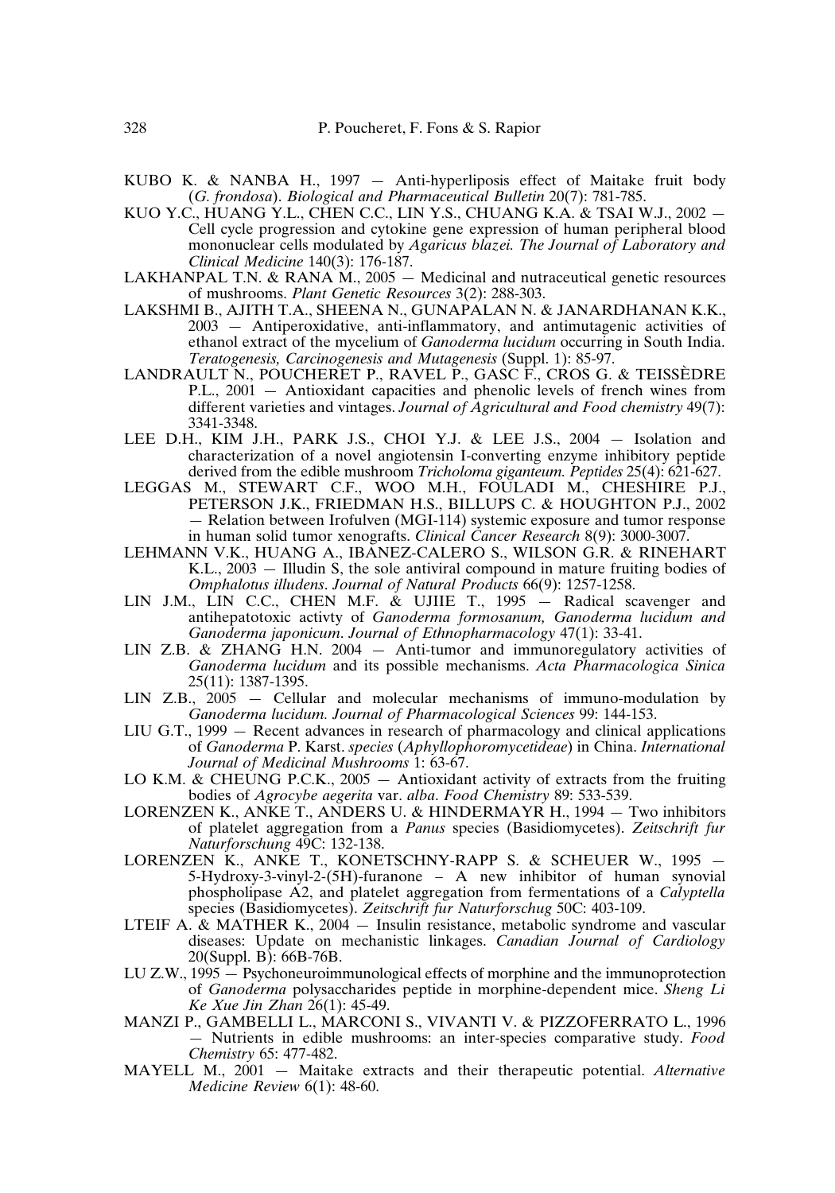KUBO K. & NANBA H., 1997 — Anti-hyperliposis effect of Maitake fruit body (*G. frondosa*). *Biological and Pharmaceutical Bulletin* 20(7): 781-785.

KUO Y.C., HUANG Y.L., CHEN C.C., LIN Y.S., CHUANG K.A. & TSAI W.J., 2002 — Cell cycle progression and cytokine gene expression of human peripheral blood mononuclear cells modulated by *Agaricus blazei. The Journal of Laboratory and Clinical Medicine* 140(3): 176-187.

LAKHANPAL T.N. & RANA M., 2005 — Medicinal and nutraceutical genetic resources of mushrooms. *Plant Genetic Resources* 3(2): 288-303.

LAKSHMI B., AJITH T.A., SHEENA N., GUNAPALAN N. & JANARDHANAN K.K., 2003 — Antiperoxidative, anti-inflammatory, and antimutagenic activities of ethanol extract of the mycelium of *Ganoderma lucidum* occurring in South India. *Teratogenesis, Carcinogenesis and Mutagenesis* (Suppl. 1): 85-97.

LANDRAULT N., POUCHERET P., RAVEL P., GASC F., CROS G. & TEISSÈDRE P.L., 2001 — Antioxidant capacities and phenolic levels of french wines from different varieties and vintages. *Journal of Agricultural and Food chemistry* 49(7): 3341-3348.

LEE D.H., KIM J.H., PARK J.S., CHOI Y.J. & LEE J.S., 2004 — Isolation and characterization of a novel angiotensin I-converting enzyme inhibitory peptide derived from the edible mushroom *Tricholoma giganteum. Peptides* 25(4): 621-627.

LEGGAS M., STEWART C.F., WOO M.H., FOULADI M., CHESHIRE P.J., PETERSON J.K., FRIEDMAN H.S., BILLUPS C. & HOUGHTON P.J., 2002 — Relation between Irofulven (MGI-114) systemic exposure and tumor response in human solid tumor xenografts. *Clinical Cancer Research* 8(9): 3000-3007.

LEHMANN V.K., HUANG A., IBANEZ-CALERO S., WILSON G.R. & RINEHART K.L., 2003 — Illudin S, the sole antiviral compound in mature fruiting bodies of *Omphalotus illudens*. *Journal of Natural Products* 66(9): 1257-1258.

LIN J.M., LIN C.C., CHEN M.F. & UJIIE T., 1995 — Radical scavenger and antihepatotoxic activty of *Ganoderma formosanum, Ganoderma lucidum and Ganoderma japonicum*. *Journal of Ethnopharmacology* 47(1): 33-41.

LIN Z.B. & ZHANG H.N. 2004 — Anti-tumor and immunoregulatory activities of *Ganoderma lucidum* and its possible mechanisms. *Acta Pharmacologica Sinica* 25(11): 1387-1395.

LIN Z.B., 2005 — Cellular and molecular mechanisms of immuno-modulation by *Ganoderma lucidum. Journal of Pharmacological Sciences* 99: 144-153.

LIU G.T., 1999 — Recent advances in research of pharmacology and clinical applications of *Ganoderma* P. Karst. *species* (*Aphyllophoromycetideae*) in China. *International Journal of Medicinal Mushrooms* 1: 63-67.

LO K.M. & CHEUNG P.C.K., 2005 — Antioxidant activity of extracts from the fruiting bodies of *Agrocybe aegerita* var. *alba*. *Food Chemistry* 89: 533-539.

LORENZEN K., ANKE T., ANDERS U. & HINDERMAYR H., 1994 — Two inhibitors of platelet aggregation from a *Panus* species (Basidiomycetes). *Zeitschrift fur Naturforschung* 49C: 132-138.

LORENZEN K., ANKE T., KONETSCHNY-RAPP S. & SCHEUER W., 1995 — 5-Hydroxy-3-vinyl-2-(5H)-furanone – A new inhibitor of human synovial phospholipase A2, and platelet aggregation from fermentations of a *Calyptella* species (Basidiomycetes). *Zeitschrift fur Naturforschug* 50C: 403-109.

LTEIF A. & MATHER K., 2004 — Insulin resistance, metabolic syndrome and vascular diseases: Update on mechanistic linkages. *Canadian Journal of Cardiology* 20(Suppl. B): 66B-76B.

LU Z.W., 1995 — Psychoneuroimmunological effects of morphine and the immunoprotection of *Ganoderma* polysaccharides peptide in morphine-dependent mice. *Sheng Li Ke Xue Jin Zhan* 26(1): 45-49.

MANZI P., GAMBELLI L., MARCONI S., VIVANTI V. & PIZZOFERRATO L., 1996 — Nutrients in edible mushrooms: an inter-species comparative study. *Food Chemistry* 65: 477-482.

MAYELL M., 2001 — Maitake extracts and their therapeutic potential. *Alternative Medicine Review* 6(1): 48-60.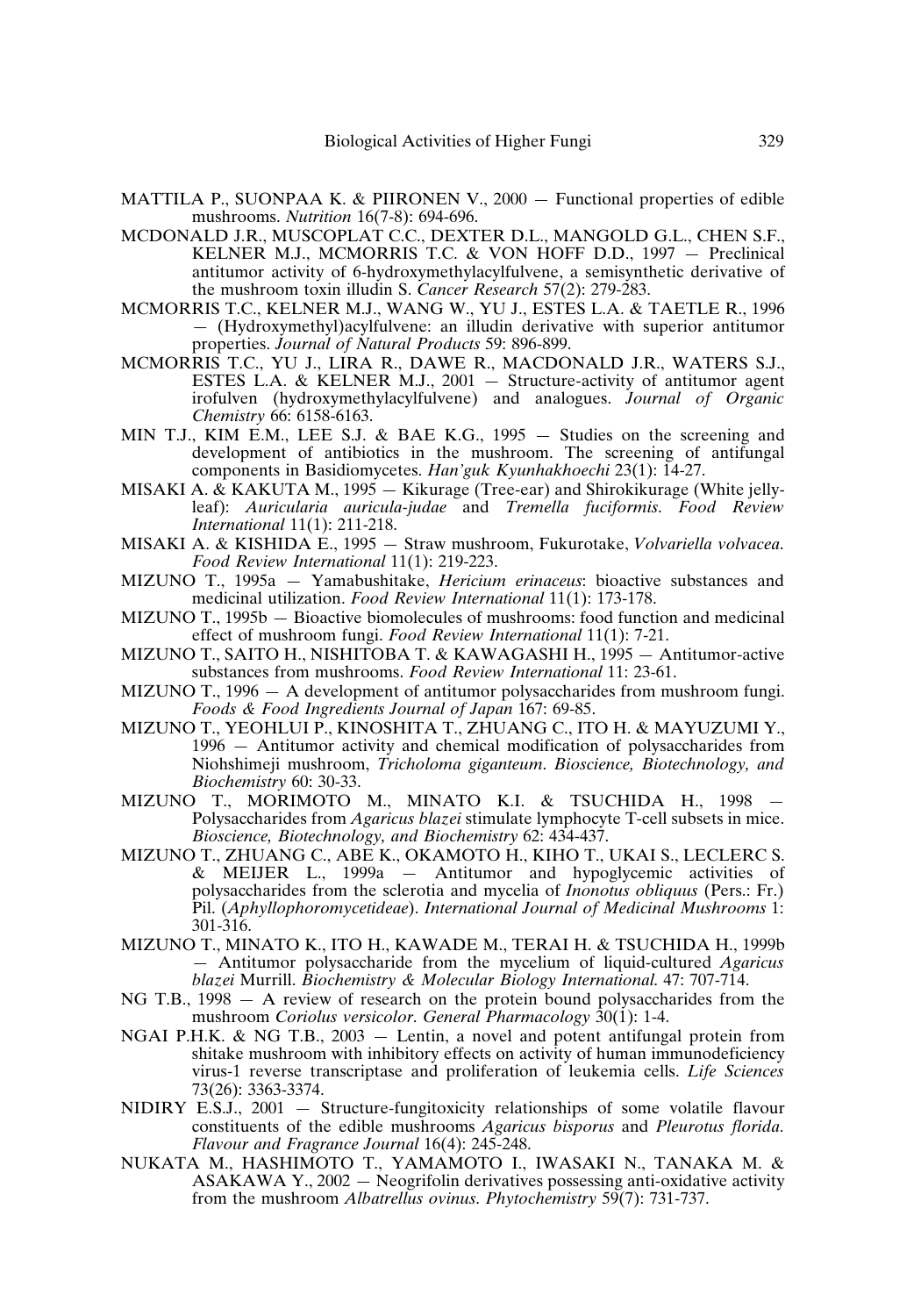MATTILA P., SUONPAA K. & PIIRONEN V., 2000 — Functional properties of edible mushrooms. *Nutrition* 16(7-8): 694-696.

MCDONALD J.R., MUSCOPLAT C.C., DEXTER D.L., MANGOLD G.L., CHEN S.F., KELNER M.J., MCMORRIS T.C. & VON HOFF D.D., 1997 — Preclinical antitumor activity of 6-hydroxymethylacylfulvene, a semisynthetic derivative of the mushroom toxin illudin S. *Cancer Research* 57(2): 279-283.

MCMORRIS T.C., KELNER M.J., WANG W., YU J., ESTES L.A. & TAETLE R., 1996 — (Hydroxymethyl)acylfulvene: an illudin derivative with superior antitumor properties. *Journal of Natural Products* 59: 896-899.

MCMORRIS T.C., YU J., LIRA R., DAWE R., MACDONALD J.R., WATERS S.J., ESTES L.A. & KELNER M.J., 2001 — Structure-activity of antitumor agent irofulven (hydroxymethylacylfulvene) and analogues. *Journal of Organic Chemistry* 66: 6158-6163.

MIN T.J., KIM E.M., LEE S.J. & BAE K.G., 1995 — Studies on the screening and development of antibiotics in the mushroom. The screening of antifungal components in Basidiomycetes. *Han'guk Kyunhakhoechi* 23(1): 14-27.

MISAKI A. & KAKUTA M., 1995 — Kikurage (Tree-ear) and Shirokikurage (White jelly-leaf): *Auricularia auricula-judae* and *Tremella fuciformis*. *Food Review International* 11(1): 211-218.

MISAKI A. & KISHIDA E., 1995 — Straw mushroom, Fukurotake, *Volvariella volvacea*. *Food Review International* 11(1): 219-223.

MIZUNO T., 1995a — Yamabushitake, *Hericium erinaceus*: bioactive substances and medicinal utilization. *Food Review International* 11(1): 173-178.

MIZUNO T., 1995b — Bioactive biomolecules of mushrooms: food function and medicinal effect of mushroom fungi. *Food Review International* 11(1): 7-21.

MIZUNO T., SAITO H., NISHITOBA T. & KAWAGASHI H., 1995 — Antitumor-active substances from mushrooms. *Food Review International* 11: 23-61.

MIZUNO T., 1996 — A development of antitumor polysaccharides from mushroom fungi. *Foods & Food Ingredients Journal of Japan* 167: 69-85.

MIZUNO T., YEOHLUI P., KINOSHITA T., ZHUANG C., ITO H. & MAYUZUMI Y., 1996 — Antitumor activity and chemical modification of polysaccharides from Niohshimeji mushroom, *Tricholoma giganteum*. *Bioscience, Biotechnology, and Biochemistry* 60: 30-33.

MIZUNO T., MORIMOTO M., MINATO K.I. & TSUCHIDA H., 1998 — Polysaccharides from *Agaricus blazei* stimulate lymphocyte T-cell subsets in mice. *Bioscience, Biotechnology, and Biochemistry* 62: 434-437.

MIZUNO T., ZHUANG C., ABE K., OKAMOTO H., KIHO T., UKAI S., LECLERC S. & MEIJER L., 1999a — Antitumor and hypoglycemic activities of polysaccharides from the sclerotia and mycelia of *Inonotus obliquus* (Pers.: Fr.) Pil. (*Aphyllophoromycetideae*). *International Journal of Medicinal Mushrooms* 1: 301-316.

MIZUNO T., MINATO K., ITO H., KAWADE M., TERAI H. & TSUCHIDA H., 1999b — Antitumor polysaccharide from the mycelium of liquid-cultured *Agaricus blazei* Murrill. *Biochemistry & Molecular Biology International.* 47: 707-714.

NG T.B., 1998 — A review of research on the protein bound polysaccharides from the mushroom *Coriolus versicolor*. *General Pharmacology* 30(1): 1-4.

NGAI P.H.K. & NG T.B., 2003 — Lentin, a novel and potent antifungal protein from shitake mushroom with inhibitory effects on activity of human immunodeficiency virus-1 reverse transcriptase and proliferation of leukemia cells. *Life Sciences* 73(26): 3363-3374.

NIDIRY E.S.J., 2001 — Structure-fungitoxicity relationships of some volatile flavour constituents of the edible mushrooms *Agaricus bisporus* and *Pleurotus florida*. *Flavour and Fragrance Journal* 16(4): 245-248.

NUKATA M., HASHIMOTO T., YAMAMOTO I., IWASAKI N., TANAKA M. & ASAKAWA Y., 2002 — Neogrifolin derivatives possessing anti-oxidative activity from the mushroom *Albatrellus ovinus*. *Phytochemistry* 59(7): 731-737.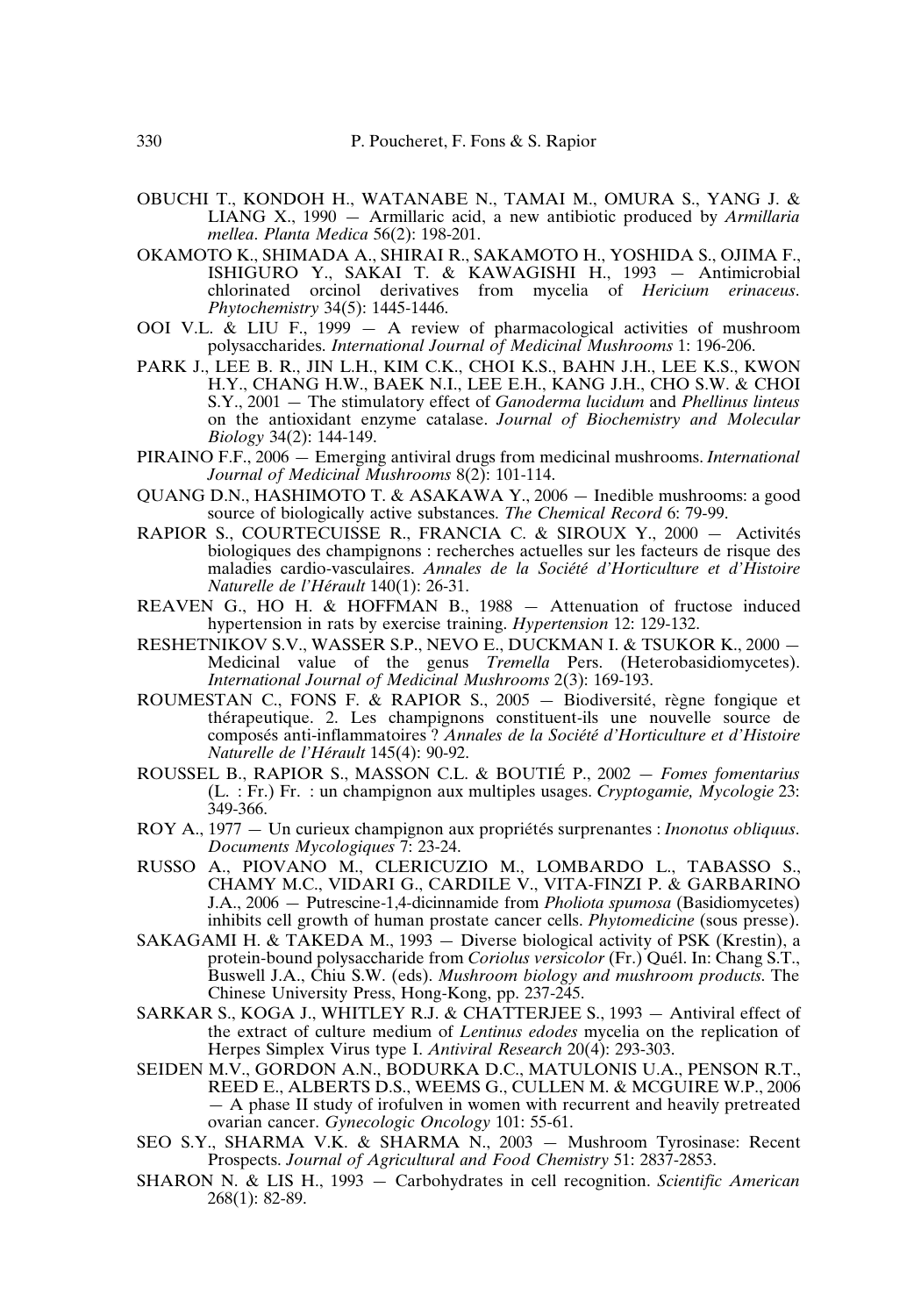OBUCHI T., KONDOH H., WATANABE N., TAMAI M., OMURA S., YANG J. & LIANG X., 1990 — Armillaric acid, a new antibiotic produced by *Armillaria mellea*. *Planta Medica* 56(2): 198-201.

OKAMOTO K., SHIMADA A., SHIRAI R., SAKAMOTO H., YOSHIDA S., OJIMA F., ISHIGURO Y., SAKAI T. & KAWAGISHI H., 1993 — Antimicrobial chlorinated orcinol derivatives from mycelia of *Hericium erinaceus*. *Phytochemistry* 34(5): 1445-1446.

OOI V.L. & LIU F., 1999 — A review of pharmacological activities of mushroom polysaccharides. *International Journal of Medicinal Mushrooms* 1: 196-206.

PARK J., LEE B. R., JIN L.H., KIM C.K., CHOI K.S., BAHN J.H., LEE K.S., KWON H.Y., CHANG H.W., BAEK N.I., LEE E.H., KANG J.H., CHO S.W. & CHOI S.Y., 2001 — The stimulatory effect of *Ganoderma lucidum* and *Phellinus linteus* on the antioxidant enzyme catalase. *Journal of Biochemistry and Molecular Biology* 34(2): 144-149.

PIRAINO F.F., 2006 — Emerging antiviral drugs from medicinal mushrooms. *International Journal of Medicinal Mushrooms* 8(2): 101-114.

QUANG D.N., HASHIMOTO T. & ASAKAWA Y., 2006 — Inedible mushrooms: a good source of biologically active substances. *The Chemical Record* 6: 79-99.

RAPIOR S., COURTECUISSE R., FRANCIA C. & SIROUX Y., 2000 — Activités biologiques des champignons : recherches actuelles sur les facteurs de risque des maladies cardio-vasculaires. *Annales de la Société d'Horticulture et d'Histoire Naturelle de l'Hérault* 140(1): 26-31.

REAVEN G., HO H. & HOFFMAN B., 1988 — Attenuation of fructose induced hypertension in rats by exercise training. *Hypertension* 12: 129-132.

RESHETNIKOV S.V., WASSER S.P., NEVO E., DUCKMAN I. & TSUKOR K., 2000 — Medicinal value of the genus *Tremella* Pers. (Heterobasidiomycetes). *International Journal of Medicinal Mushrooms* 2(3): 169-193.

ROUMESTAN C., FONS F. & RAPIOR S., 2005 — Biodiversité, règne fongique et thérapeutique. 2. Les champignons constituent-ils une nouvelle source de composés anti-inflammatoires ? *Annales de la Société d'Horticulture et d'Histoire Naturelle de l'Hérault* 145(4): 90-92.

ROUSSEL B., RAPIOR S., MASSON C.L. & BOUTIÉ P., 2002 — *Fomes fomentarius* (L. : Fr.) Fr. : un champignon aux multiples usages. *Cryptogamie, Mycologie* 23: 349-366.

ROY A., 1977 — Un curieux champignon aux propriétés surprenantes : *Inonotus obliquus*. *Documents Mycologiques* 7: 23-24.

RUSSO A., PIOVANO M., CLERICUZIO M., LOMBARDO L., TABASSO S., CHAMY M.C., VIDARI G., CARDILE V., VITA-FINZI P. & GARBARINO J.A., 2006 — Putrescine-1,4-dicinnamide from *Pholiota spumosa* (Basidiomycetes) inhibits cell growth of human prostate cancer cells. *Phytomedicine* (sous presse).

SAKAGAMI H. & TAKEDA M., 1993 — Diverse biological activity of PSK (Krestin), a protein-bound polysaccharide from *Coriolus versicolor* (Fr.) Quél. In: Chang S.T., Buswell J.A., Chiu S.W. (eds). *Mushroom biology and mushroom products.* The Chinese University Press, Hong-Kong, pp. 237-245.

SARKAR S., KOGA J., WHITLEY R.J. & CHATTERJEE S., 1993 — Antiviral effect of the extract of culture medium of *Lentinus edodes* mycelia on the replication of Herpes Simplex Virus type I. *Antiviral Research* 20(4): 293-303.

SEIDEN M.V., GORDON A.N., BODURKA D.C., MATULONIS U.A., PENSON R.T., REED E., ALBERTS D.S., WEEMS G., CULLEN M. & MCGUIRE W.P., 2006 — A phase II study of irofulven in women with recurrent and heavily pretreated ovarian cancer. *Gynecologic Oncology* 101: 55-61.

SEO S.Y., SHARMA V.K. & SHARMA N., 2003 — Mushroom Tyrosinase: Recent Prospects. *Journal of Agricultural and Food Chemistry* 51: 2837-2853.

SHARON N. & LIS H., 1993 — Carbohydrates in cell recognition. *Scientific American* 268(1): 82-89.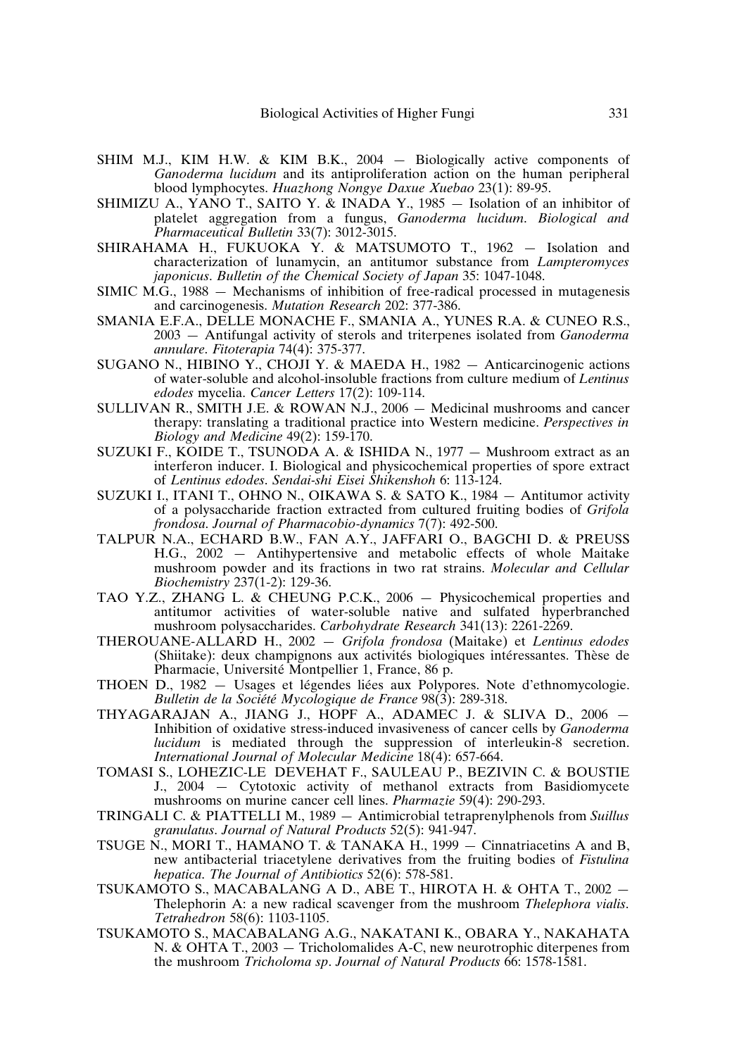SHIM M.J., KIM H.W. & KIM B.K., 2004 — Biologically active components of *Ganoderma lucidum* and its antiproliferation action on the human peripheral blood lymphocytes. *Huazhong Nongye Daxue Xuebao* 23(1): 89-95.

SHIMIZU A., YANO T., SAITO Y. & INADA Y., 1985 — Isolation of an inhibitor of platelet aggregation from a fungus, *Ganoderma lucidum*. *Biological and Pharmaceutical Bulletin* 33(7): 3012-3015.

SHIRAHAMA H., FUKUOKA Y. & MATSUMOTO T., 1962 — Isolation and characterization of lunamycin, an antitumor substance from *Lampteromyces japonicus*. *Bulletin of the Chemical Society of Japan* 35: 1047-1048.

SIMIC M.G., 1988 — Mechanisms of inhibition of free-radical processed in mutagenesis and carcinogenesis. *Mutation Research* 202: 377-386.

SMANIA E.F.A., DELLE MONACHE F., SMANIA A., YUNES R.A. & CUNEO R.S., 2003 — Antifungal activity of sterols and triterpenes isolated from *Ganoderma annulare*. *Fitoterapia* 74(4): 375-377.

SUGANO N., HIBINO Y., CHOJI Y. & MAEDA H., 1982 — Anticarcinogenic actions of water-soluble and alcohol-insoluble fractions from culture medium of *Lentinus edodes* mycelia. *Cancer Letters* 17(2): 109-114.

SULLIVAN R., SMITH J.E. & ROWAN N.J., 2006 — Medicinal mushrooms and cancer therapy: translating a traditional practice into Western medicine. *Perspectives in Biology and Medicine* 49(2): 159-170.

SUZUKI F., KOIDE T., TSUNODA A. & ISHIDA N., 1977 — Mushroom extract as an interferon inducer. I. Biological and physicochemical properties of spore extract of *Lentinus edodes*. *Sendai-shi Eisei Shikenshoh* 6: 113-124.

SUZUKI I., ITANI T., OHNO N., OIKAWA S. & SATO K., 1984 — Antitumor activity of a polysaccharide fraction extracted from cultured fruiting bodies of *Grifola frondosa*. *Journal of Pharmacobio-dynamics* 7(7): 492-500.

TALPUR N.A., ECHARD B.W., FAN A.Y., JAFFARI O., BAGCHI D. & PREUSS H.G., 2002 — Antihypertensive and metabolic effects of whole Maitake mushroom powder and its fractions in two rat strains. *Molecular and Cellular Biochemistry* 237(1-2): 129-36.

TAO Y.Z., ZHANG L. & CHEUNG P.C.K., 2006 — Physicochemical properties and antitumor activities of water-soluble native and sulfated hyperbranched mushroom polysaccharides. *Carbohydrate Research* 341(13): 2261-2269.

THEROUANE-ALLARD H., 2002 — *Grifola frondosa* (Maitake) et *Lentinus edodes* (Shiitake): deux champignons aux activités biologiques intéressantes. Thèse de Pharmacie, Université Montpellier 1, France, 86 p.

THOEN D., 1982 — Usages et légendes liées aux Polypores. Note d'ethnomycologie. *Bulletin de la Société Mycologique de France* 98(3): 289-318.

THYAGARAJAN A., JIANG J., HOPF A., ADAMEC J. & SLIVA D., 2006 — Inhibition of oxidative stress-induced invasiveness of cancer cells by *Ganoderma lucidum* is mediated through the suppression of interleukin-8 secretion. *International Journal of Molecular Medicine* 18(4): 657-664.

TOMASI S., LOHEZIC-LE DEVEHAT F., SAULEAU P., BEZIVIN C. & BOUSTIE J., 2004 — Cytotoxic activity of methanol extracts from Basidiomycete mushrooms on murine cancer cell lines. *Pharmazie* 59(4): 290-293.

TRINGALI C. & PIATTELLI M., 1989 — Antimicrobial tetraprenylphenols from *Suillus granulatus*. *Journal of Natural Products* 52(5): 941-947.

TSUGE N., MORI T., HAMANO T. & TANAKA H., 1999 — Cinnatriacetins A and B, new antibacterial triacetylene derivatives from the fruiting bodies of *Fistulina hepatica*. *The Journal of Antibiotics* 52(6): 578-581.

TSUKAMOTO S., MACABALANG A D., ABE T., HIROTA H. & OHTA T., 2002 — Thelephorin A: a new radical scavenger from the mushroom *Thelephora vialis*. *Tetrahedron* 58(6): 1103-1105.

TSUKAMOTO S., MACABALANG A.G., NAKATANI K., OBARA Y., NAKAHATA N. & OHTA T., 2003 — Tricholomalides A-C, new neurotrophic diterpenes from the mushroom *Tricholoma sp*. *Journal of Natural Products* 66: 1578-1581.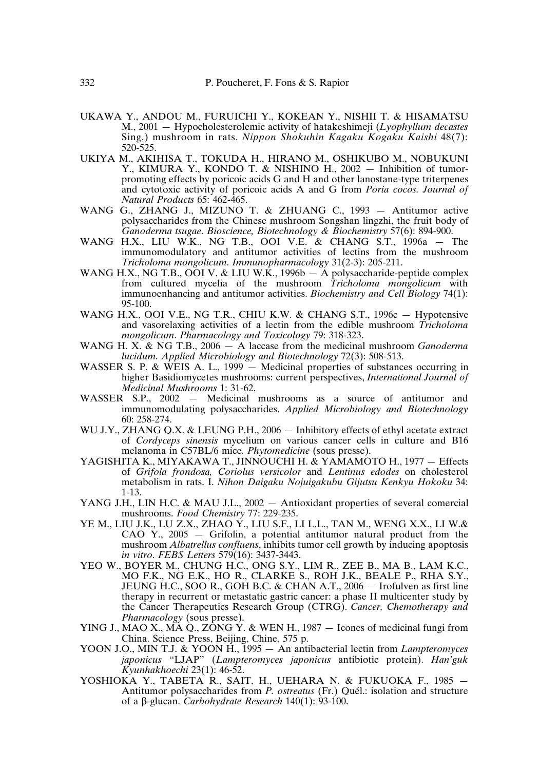UKAWA Y., ANDOU M., FURUICHI Y., KOKEAN Y., NISHII T. & HISAMATSU M., 2001 — Hypocholesterolemic activity of hatakeshimeji (*Lyophyllum decastes* Sing.) mushroom in rats. *Nippon Shokuhin Kagaku Kogaku Kaishi* 48(7): 520-525.

UKIYA M., AKIHISA T., TOKUDA H., HIRANO M., OSHIKUBO M., NOBUKUNI Y., KIMURA Y., KONDO T. & NISHINO H., 2002 — Inhibition of tumor-promoting effects by poricoic acids G and H and other lanostane-type triterpenes and cytotoxic activity of poricoic acids A and G from *Poria cocos. Journal of Natural Products* 65: 462-465.

WANG G., ZHANG J., MIZUNO T. & ZHUANG C., 1993 — Antitumor active polysaccharides from the Chinese mushroom Songshan lingzhi, the fruit body of *Ganoderma tsugae*. *Bioscience, Biotechnology & Biochemistry* 57(6): 894-900.

WANG H.X., LIU W.K., NG T.B., OOI V.E. & CHANG S.T., 1996a — The immunomodulatory and antitumor activities of lectins from the mushroom *Tricholoma mongolicum*. *Immunopharmacology* 31(2-3): 205-211.

WANG H.X., NG T.B., OOI V. & LIU W.K., 1996b — A polysaccharide-peptide complex from cultured mycelia of the mushroom *Tricholoma mongolicum* with immunoenhancing and antitumor activities. *Biochemistry and Cell Biology* 74(1): 95-100.

WANG H.X., OOI V.E., NG T.R., CHIU K.W. & CHANG S.T., 1996c — Hypotensive and vasorelaxing activities of a lectin from the edible mushroom *Tricholoma mongolicum*. *Pharmacology and Toxicology* 79: 318-323.

WANG H. X. & NG T.B., 2006 — A laccase from the medicinal mushroom *Ganoderma lucidum. Applied Microbiology and Biotechnology* 72(3): 508-513.

WASSER S. P. & WEIS A. L., 1999 — Medicinal properties of substances occurring in higher Basidiomycetes mushrooms: current perspectives, *International Journal of Medicinal Mushrooms* 1: 31-62.

WASSER S.P., 2002 — Medicinal mushrooms as a source of antitumor and immunomodulating polysaccharides. *Applied Microbiology and Biotechnology* 60: 258-274.

WU J.Y., ZHANG Q.X. & LEUNG P.H., 2006 — Inhibitory effects of ethyl acetate extract of *Cordyceps sinensis* mycelium on various cancer cells in culture and B16 melanoma in C57BL/6 mice*. Phytomedicine* (sous presse).

YAGISHITA K., MIYAKAWA T., JINNOUCHI H. & YAMAMOTO H., 1977 — Effects of *Grifola frondosa, Coriolus versicolor* and *Lentinus edodes* on cholesterol metabolism in rats. I. *Nihon Daigaku Nojuigakubu Gijutsu Kenkyu Hokoku* 34: 1-13.

YANG J.H., LIN H.C. & MAU J.L., 2002 — Antioxidant properties of several comercial mushrooms. *Food Chemistry* 77: 229-235.

YE M., LIU J.K., LU Z.X., ZHAO Y., LIU S.F., LI L.L., TAN M., WENG X.X., LI W.& CAO Y., 2005 — Grifolin, a potential antitumor natural product from the mushroom *Albatrellus confluens*, inhibits tumor cell growth by inducing apoptosis *in vitro*. *FEBS Letters* 579(16): 3437-3443.

YEO W., BOYER M., CHUNG H.C., ONG S.Y., LIM R., ZEE B., MA B., LAM K.C., MO F.K., NG E.K., HO R., CLARKE S., ROH J.K., BEALE P., RHA S.Y., JEUNG H.C., SOO R., GOH B.C. & CHAN A.T., 2006 — Irofulven as first line therapy in recurrent or metastatic gastric cancer: a phase II multicenter study by the Cancer Therapeutics Research Group (CTRG). *Cancer, Chemotherapy and Pharmacology* (sous presse).

YING J., MAO X., MA Q., ZONG Y. & WEN H., 1987 — Icones of medicinal fungi from China. Science Press, Beijing, Chine, 575 p.

YOON J.O., MIN T.J. & YOON H., 1995 — An antibacterial lectin from *Lampteromyces japonicus* "LJAP" (*Lampteromyces japonicus* antibiotic protein). *Han'guk Kyunhakhoechi* 23(1): 46-52.

YOSHIOKA Y., TABETA R., SAIT, H., UEHARA N. & FUKUOKA F., 1985 — Antitumor polysaccharides from *P. ostreatus* (Fr.) Quél.: isolation and structure of a β-glucan. *Carbohydrate Research* 140(1): 93-100.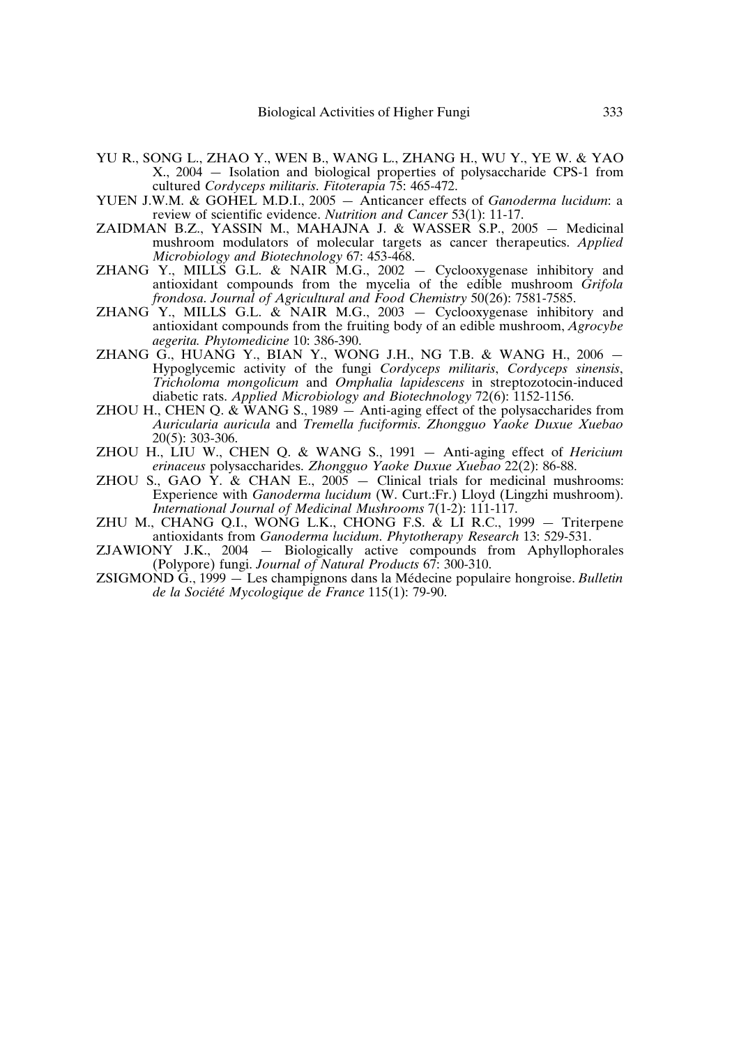YU R., SONG L., ZHAO Y., WEN B., WANG L., ZHANG H., WU Y., YE W. & YAO X., 2004 — Isolation and biological properties of polysaccharide CPS-1 from cultured *Cordyceps militaris*. *Fitoterapia* 75: 465-472.

YUEN J.W.M. & GOHEL M.D.I., 2005 — Anticancer effects of *Ganoderma lucidum*: a review of scientific evidence. *Nutrition and Cancer* 53(1): 11-17.

ZAIDMAN B.Z., YASSIN M., MAHAJNA J. & WASSER S.P., 2005 — Medicinal mushroom modulators of molecular targets as cancer therapeutics. *Applied Microbiology and Biotechnology* 67: 453-468.

ZHANG Y., MILLS G.L. & NAIR M.G., 2002 — Cyclooxygenase inhibitory and antioxidant compounds from the mycelia of the edible mushroom *Grifola frondosa*. *Journal of Agricultural and Food Chemistry* 50(26): 7581-7585.

ZHANG Y., MILLS G.L. & NAIR M.G., 2003 — Cyclooxygenase inhibitory and antioxidant compounds from the fruiting body of an edible mushroom, *Agrocybe aegerita*. *Phytomedicine* 10: 386-390.

ZHANG G., HUANG Y., BIAN Y., WONG J.H., NG T.B. & WANG H., 2006 — Hypoglycemic activity of the fungi *Cordyceps militaris*, *Cordyceps sinensis*, *Tricholoma mongolicum* and *Omphalia lapidescens* in streptozotocin-induced diabetic rats. *Applied Microbiology and Biotechnology* 72(6): 1152-1156.

ZHOU H., CHEN Q. & WANG S., 1989 — Anti-aging effect of the polysaccharides from *Auricularia auricula* and *Tremella fuciformis*. *Zhongguo Yaoke Duxue Xuebao* 20(5): 303-306.

ZHOU H., LIU W., CHEN Q. & WANG S., 1991 — Anti-aging effect of *Hericium erinaceus* polysaccharides. *Zhongguo Yaoke Duxue Xuebao* 22(2): 86-88.

ZHOU S., GAO Y. & CHAN E., 2005 — Clinical trials for medicinal mushrooms: Experience with *Ganoderma lucidum* (W. Curt.:Fr.) Lloyd (Lingzhi mushroom). *International Journal of Medicinal Mushrooms* 7(1-2): 111-117.

ZHU M., CHANG Q.I., WONG L.K., CHONG F.S. & LI R.C., 1999 — Triterpene antioxidants from *Ganoderma lucidum*. *Phytotherapy Research* 13: 529-531.

ZJAWIONY J.K., 2004 — Biologically active compounds from Aphyllophorales (Polypore) fungi. *Journal of Natural Products* 67: 300-310.

ZSIGMOND G., 1999 — Les champignons dans la Médecine populaire hongroise. *Bulletin de la Société Mycologique de France* 115(1): 79-90.